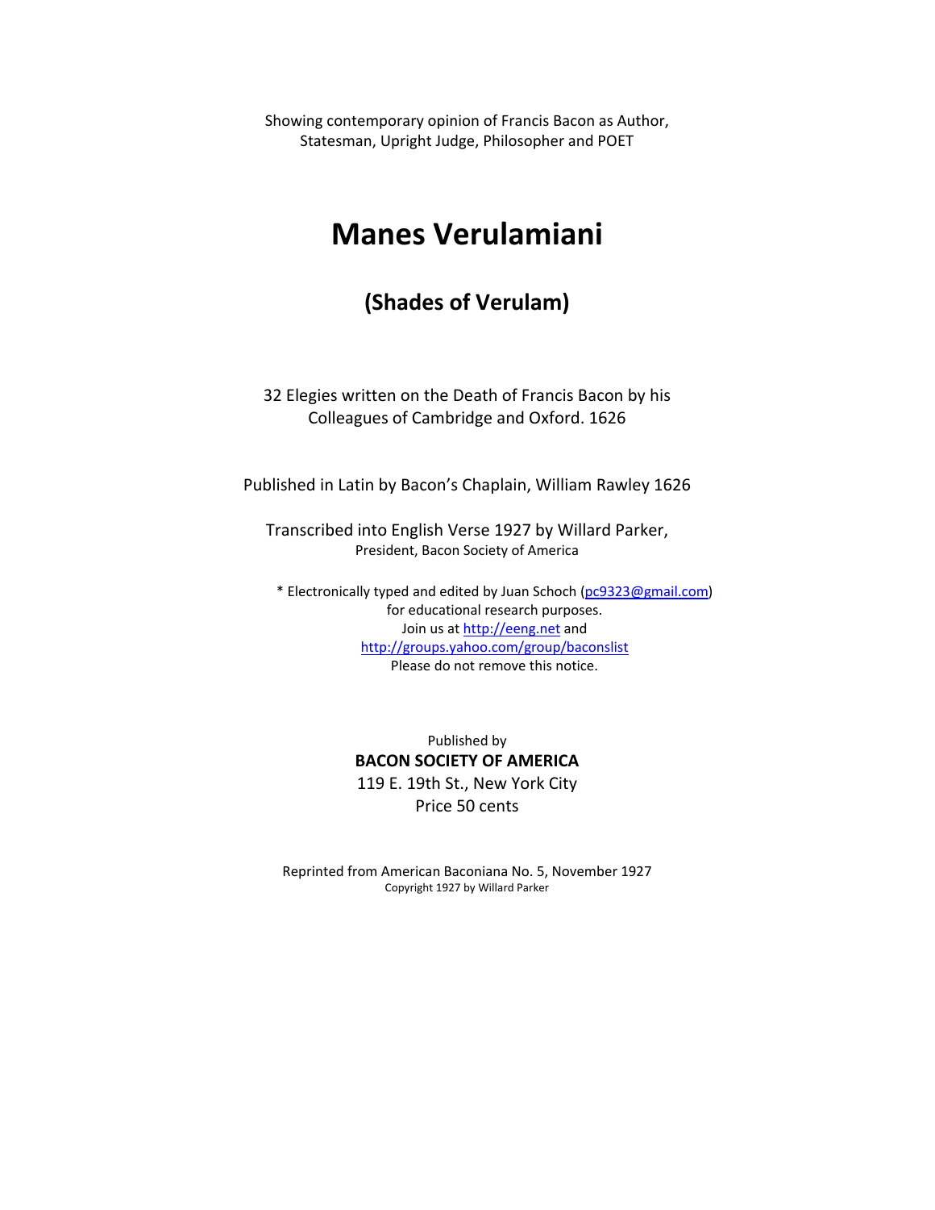Showing contemporary opinion of Francis Bacon as Author, Statesman, Upright Judge, Philosopher and POET

# Manes Verulamiani

## (Shades of Verulam)

32 Elegies written on the Death of Francis Bacon by his Colleagues of Cambridge and Oxford. 1626

Published in Latin by Bacon's Chaplain, William Rawley 1626

Transcribed into English Verse 1927 by Willard Parker,
President, Bacon Society of America

\* Electronically typed and edited by Juan Schoch (pc9323@gmail.com)
for educational research purposes.
Join us at http://eeng.net and
http://groups.yahoo.com/group/baconslist
Please do not remove this notice.

Published by
**BACON SOCIETY OF AMERICA**
119 E. 19th St., New York City
Price 50 cents

Reprinted from American Baconiana No. 5, November 1927
Copyright 1927 by Willard Parker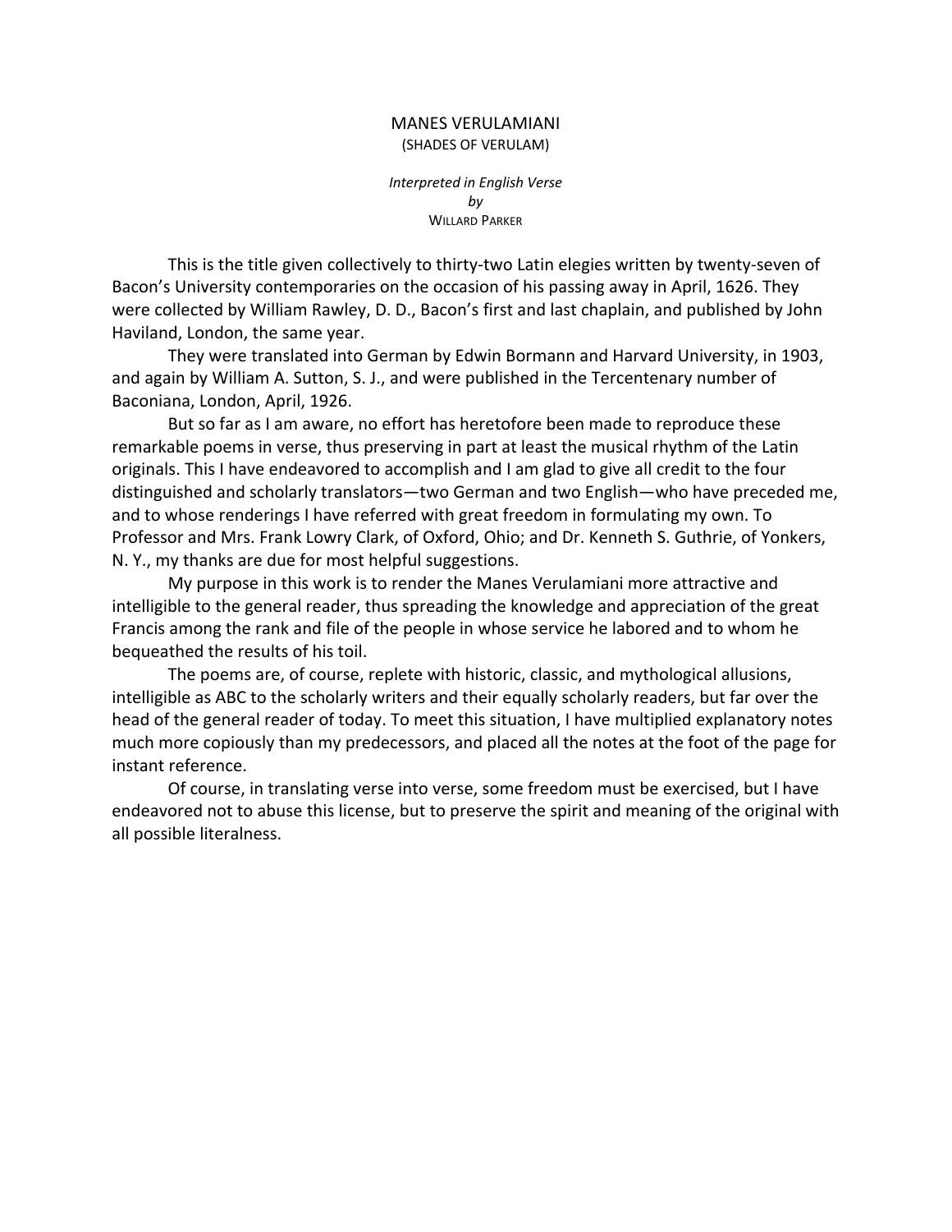# MANES VERULAMIANI

(SHADES OF VERULAM)

*Interpreted in English Verse*
*by*
WILLARD PARKER

This is the title given collectively to thirty-two Latin elegies written by twenty-seven of Bacon's University contemporaries on the occasion of his passing away in April, 1626. They were collected by William Rawley, D. D., Bacon's first and last chaplain, and published by John Haviland, London, the same year.

They were translated into German by Edwin Bormann and Harvard University, in 1903, and again by William A. Sutton, S. J., and were published in the Tercentenary number of Baconiana, London, April, 1926.

But so far as I am aware, no effort has heretofore been made to reproduce these remarkable poems in verse, thus preserving in part at least the musical rhythm of the Latin originals. This I have endeavored to accomplish and I am glad to give all credit to the four distinguished and scholarly translators—two German and two English—who have preceded me, and to whose renderings I have referred with great freedom in formulating my own. To Professor and Mrs. Frank Lowry Clark, of Oxford, Ohio; and Dr. Kenneth S. Guthrie, of Yonkers, N. Y., my thanks are due for most helpful suggestions.

My purpose in this work is to render the Manes Verulamiani more attractive and intelligible to the general reader, thus spreading the knowledge and appreciation of the great Francis among the rank and file of the people in whose service he labored and to whom he bequeathed the results of his toil.

The poems are, of course, replete with historic, classic, and mythological allusions, intelligible as ABC to the scholarly writers and their equally scholarly readers, but far over the head of the general reader of today. To meet this situation, I have multiplied explanatory notes much more copiously than my predecessors, and placed all the notes at the foot of the page for instant reference.

Of course, in translating verse into verse, some freedom must be exercised, but I have endeavored not to abuse this license, but to preserve the spirit and meaning of the original with all possible literalness.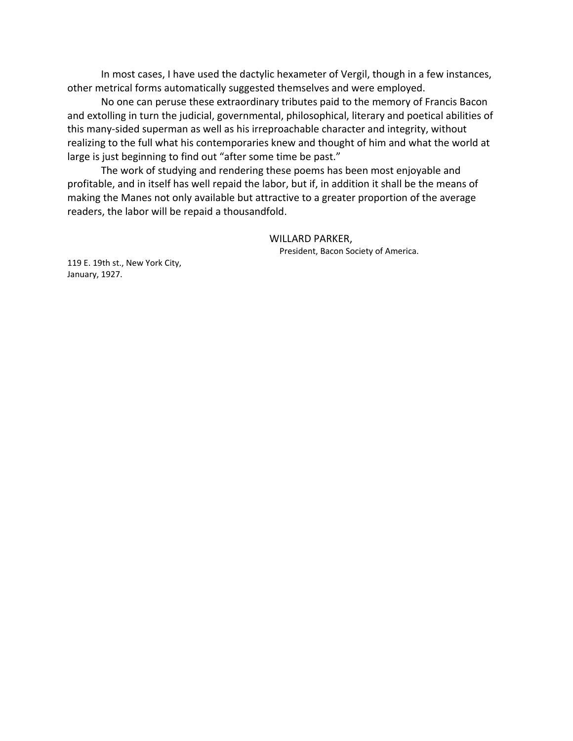In most cases, I have used the dactylic hexameter of Vergil, though in a few instances, other metrical forms automatically suggested themselves and were employed.

No one can peruse these extraordinary tributes paid to the memory of Francis Bacon and extolling in turn the judicial, governmental, philosophical, literary and poetical abilities of this many-sided superman as well as his irreproachable character and integrity, without realizing to the full what his contemporaries knew and thought of him and what the world at large is just beginning to find out "after some time be past."

The work of studying and rendering these poems has been most enjoyable and profitable, and in itself has well repaid the labor, but if, in addition it shall be the means of making the Manes not only available but attractive to a greater proportion of the average readers, the labor will be repaid a thousandfold.

WILLARD PARKER,
President, Bacon Society of America.

119 E. 19th st., New York City,
January, 1927.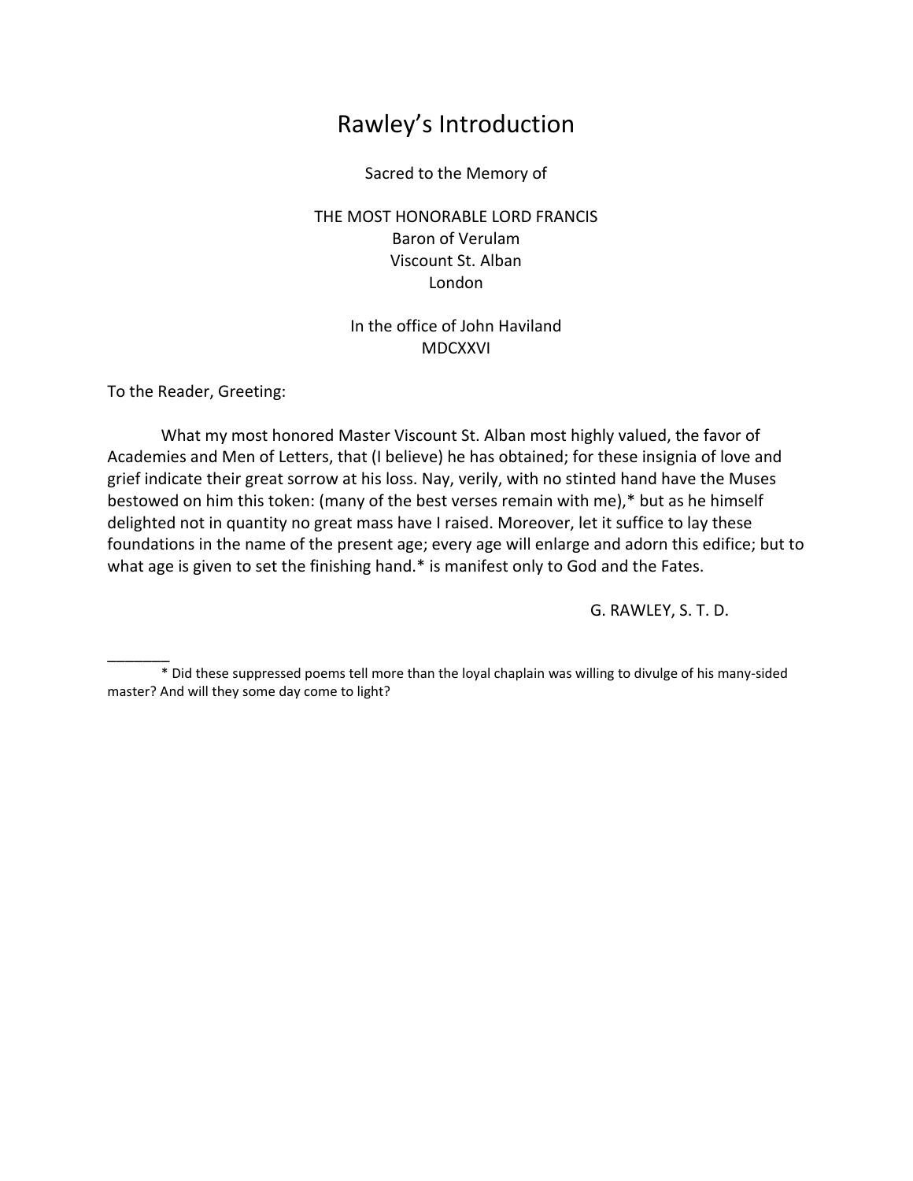# Rawley's Introduction

Sacred to the Memory of

THE MOST HONORABLE LORD FRANCIS
Baron of Verulam
Viscount St. Alban
London

In the office of John Haviland
MDCXXVI

To the Reader, Greeting:

What my most honored Master Viscount St. Alban most highly valued, the favor of Academies and Men of Letters, that (I believe) he has obtained; for these insignia of love and grief indicate their great sorrow at his loss. Nay, verily, with no stinted hand have the Muses bestowed on him this token: (many of the best verses remain with me),* but as he himself delighted not in quantity no great mass have I raised. Moreover, let it suffice to lay these foundations in the name of the present age; every age will enlarge and adorn this edifice; but to what age is given to set the finishing hand.* is manifest only to God and the Fates.

G. RAWLEY, S. T. D.

---

* Did these suppressed poems tell more than the loyal chaplain was willing to divulge of his many-sided master? And will they some day come to light?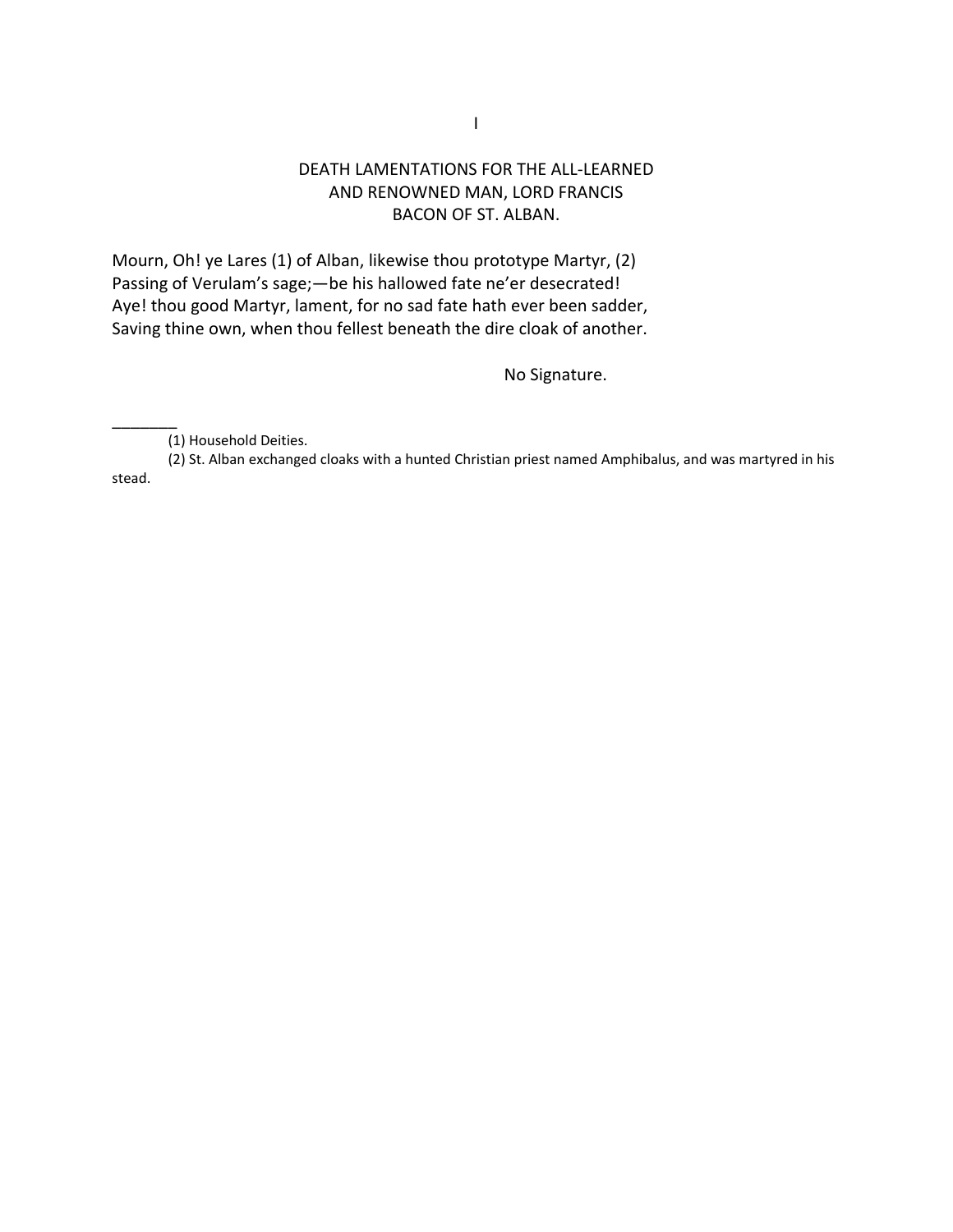# I

## DEATH LAMENTATIONS FOR THE ALL-LEARNED AND RENOWNED MAN, LORD FRANCIS BACON OF ST. ALBAN.

Mourn, Oh! ye Lares (1) of Alban, likewise thou prototype Martyr, (2)
Passing of Verulam's sage;—be his hallowed fate ne'er desecrated!
Aye! thou good Martyr, lament, for no sad fate hath ever been sadder,
Saving thine own, when thou fellest beneath the dire cloak of another.

No Signature.

________

(1) Household Deities.

(2) St. Alban exchanged cloaks with a hunted Christian priest named Amphibalus, and was martyred in his stead.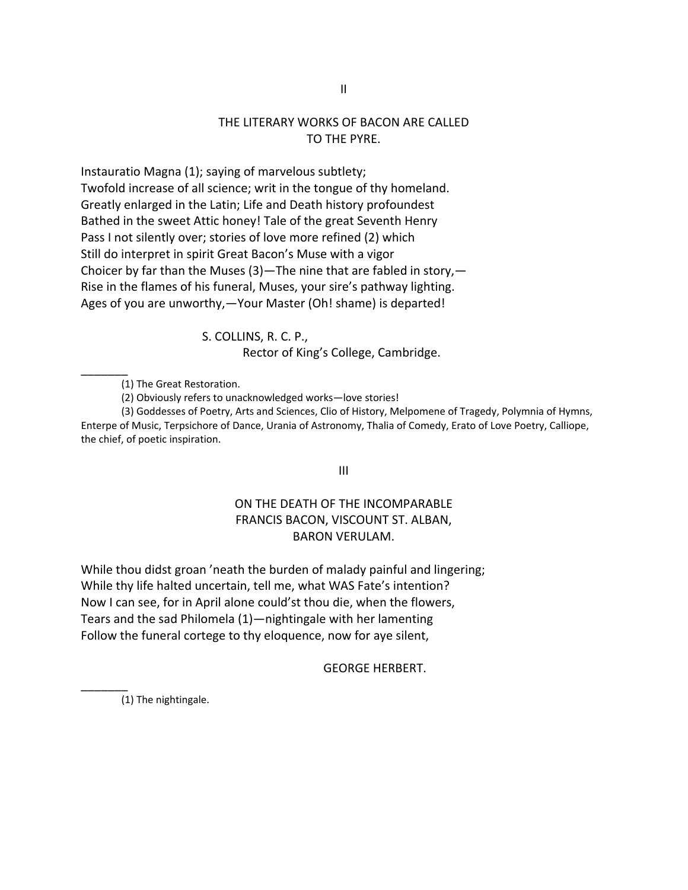## II

### THE LITERARY WORKS OF BACON ARE CALLED TO THE PYRE.

Instauratio Magna (1); saying of marvelous subtlety;
Twofold increase of all science; writ in the tongue of thy homeland.
Greatly enlarged in the Latin; Life and Death history profoundest
Bathed in the sweet Attic honey! Tale of the great Seventh Henry
Pass I not silently over; stories of love more refined (2) which
Still do interpret in spirit Great Bacon's Muse with a vigor
Choicer by far than the Muses (3)—The nine that are fabled in story,—
Rise in the flames of his funeral, Muses, your sire's pathway lighting.
Ages of you are unworthy,—Your Master (Oh! shame) is departed!

S. COLLINS, R. C. P.,
Rector of King's College, Cambridge.

---

(1) The Great Restoration.

(2) Obviously refers to unacknowledged works—love stories!

(3) Goddesses of Poetry, Arts and Sciences, Clio of History, Melpomene of Tragedy, Polymnia of Hymns, Enterpe of Music, Terpsichore of Dance, Urania of Astronomy, Thalia of Comedy, Erato of Love Poetry, Calliope, the chief, of poetic inspiration.

## III

### ON THE DEATH OF THE INCOMPARABLE FRANCIS BACON, VISCOUNT ST. ALBAN, BARON VERULAM.

While thou didst groan 'neath the burden of malady painful and lingering;
While thy life halted uncertain, tell me, what WAS Fate's intention?
Now I can see, for in April alone could'st thou die, when the flowers,
Tears and the sad Philomela (1)—nightingale with her lamenting
Follow the funeral cortege to thy eloquence, now for aye silent,

GEORGE HERBERT.

---

(1) The nightingale.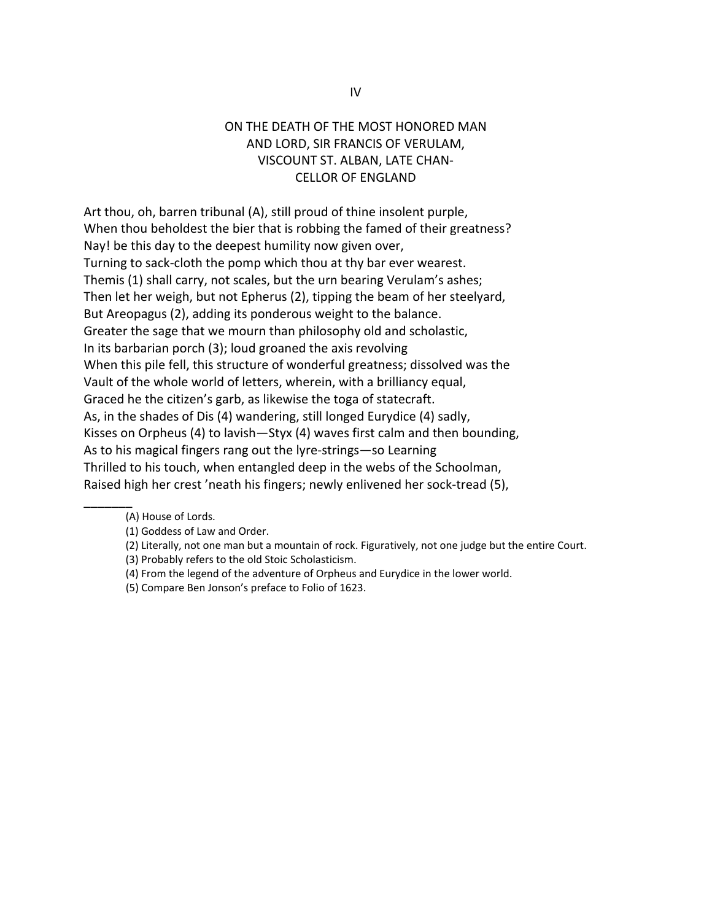IV

## ON THE DEATH OF THE MOST HONORED MAN AND LORD, SIR FRANCIS OF VERULAM, VISCOUNT ST. ALBAN, LATE CHAN-CELLOR OF ENGLAND

Art thou, oh, barren tribunal (A), still proud of thine insolent purple,
When thou beholdest the bier that is robbing the famed of their greatness?
Nay! be this day to the deepest humility now given over,
Turning to sack-cloth the pomp which thou at thy bar ever wearest.
Themis (1) shall carry, not scales, but the urn bearing Verulam's ashes;
Then let her weigh, but not Epherus (2), tipping the beam of her steelyard,
But Areopagus (2), adding its ponderous weight to the balance.
Greater the sage that we mourn than philosophy old and scholastic,
In its barbarian porch (3); loud groaned the axis revolving
When this pile fell, this structure of wonderful greatness; dissolved was the
Vault of the whole world of letters, wherein, with a brilliancy equal,
Graced he the citizen's garb, as likewise the toga of statecraft.
As, in the shades of Dis (4) wandering, still longed Eurydice (4) sadly,
Kisses on Orpheus (4) to lavish—Styx (4) waves first calm and then bounding,
As to his magical fingers rang out the lyre-strings—so Learning
Thrilled to his touch, when entangled deep in the webs of the Schoolman,
Raised high her crest 'neath his fingers; newly enlivened her sock-tread (5),

_______

(A) House of Lords.

(1) Goddess of Law and Order.

(2) Literally, not one man but a mountain of rock. Figuratively, not one judge but the entire Court.

(3) Probably refers to the old Stoic Scholasticism.

(4) From the legend of the adventure of Orpheus and Eurydice in the lower world.

(5) Compare Ben Jonson's preface to Folio of 1623.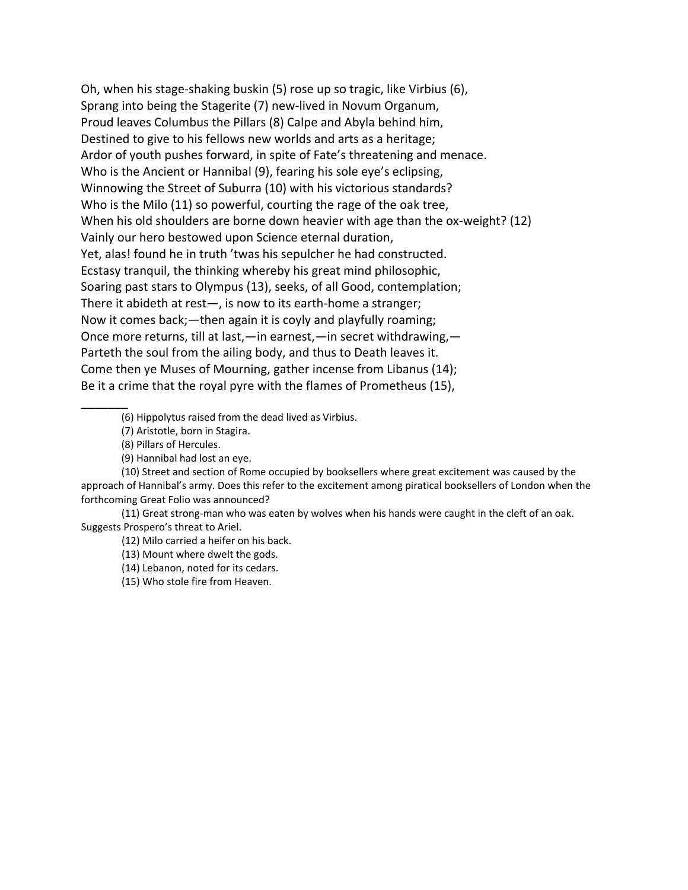Oh, when his stage-shaking buskin (5) rose up so tragic, like Virbius (6),  
Sprang into being the Stagerite (7) new-lived in Novum Organum,  
Proud leaves Columbus the Pillars (8) Calpe and Abyla behind him,  
Destined to give to his fellows new worlds and arts as a heritage;  
Ardor of youth pushes forward, in spite of Fate's threatening and menace.  
Who is the Ancient or Hannibal (9), fearing his sole eye's eclipsing,  
Winnowing the Street of Suburra (10) with his victorious standards?  
Who is the Milo (11) so powerful, courting the rage of the oak tree,  
When his old shoulders are borne down heavier with age than the ox-weight? (12)  
Vainly our hero bestowed upon Science eternal duration,  
Yet, alas! found he in truth 'twas his sepulcher he had constructed.  
Ecstasy tranquil, the thinking whereby his great mind philosophic,  
Soaring past stars to Olympus (13), seeks, of all Good, contemplation;  
There it abideth at rest—, is now to its earth-home a stranger;  
Now it comes back;—then again it is coyly and playfully roaming;  
Once more returns, till at last,—in earnest,—in secret withdrawing,—  
Parteth the soul from the ailing body, and thus to Death leaves it.  
Come then ye Muses of Mourning, gather incense from Libanus (14);  
Be it a crime that the royal pyre with the flames of Prometheus (15),

_______

(6) Hippolytus raised from the dead lived as Virbius.

(7) Aristotle, born in Stagira.

(8) Pillars of Hercules.

(9) Hannibal had lost an eye.

(10) Street and section of Rome occupied by booksellers where great excitement was caused by the approach of Hannibal's army. Does this refer to the excitement among piratical booksellers of London when the forthcoming Great Folio was announced?

(11) Great strong-man who was eaten by wolves when his hands were caught in the cleft of an oak. Suggests Prospero's threat to Ariel.

(12) Milo carried a heifer on his back.

(13) Mount where dwelt the gods.

(14) Lebanon, noted for its cedars.

(15) Who stole fire from Heaven.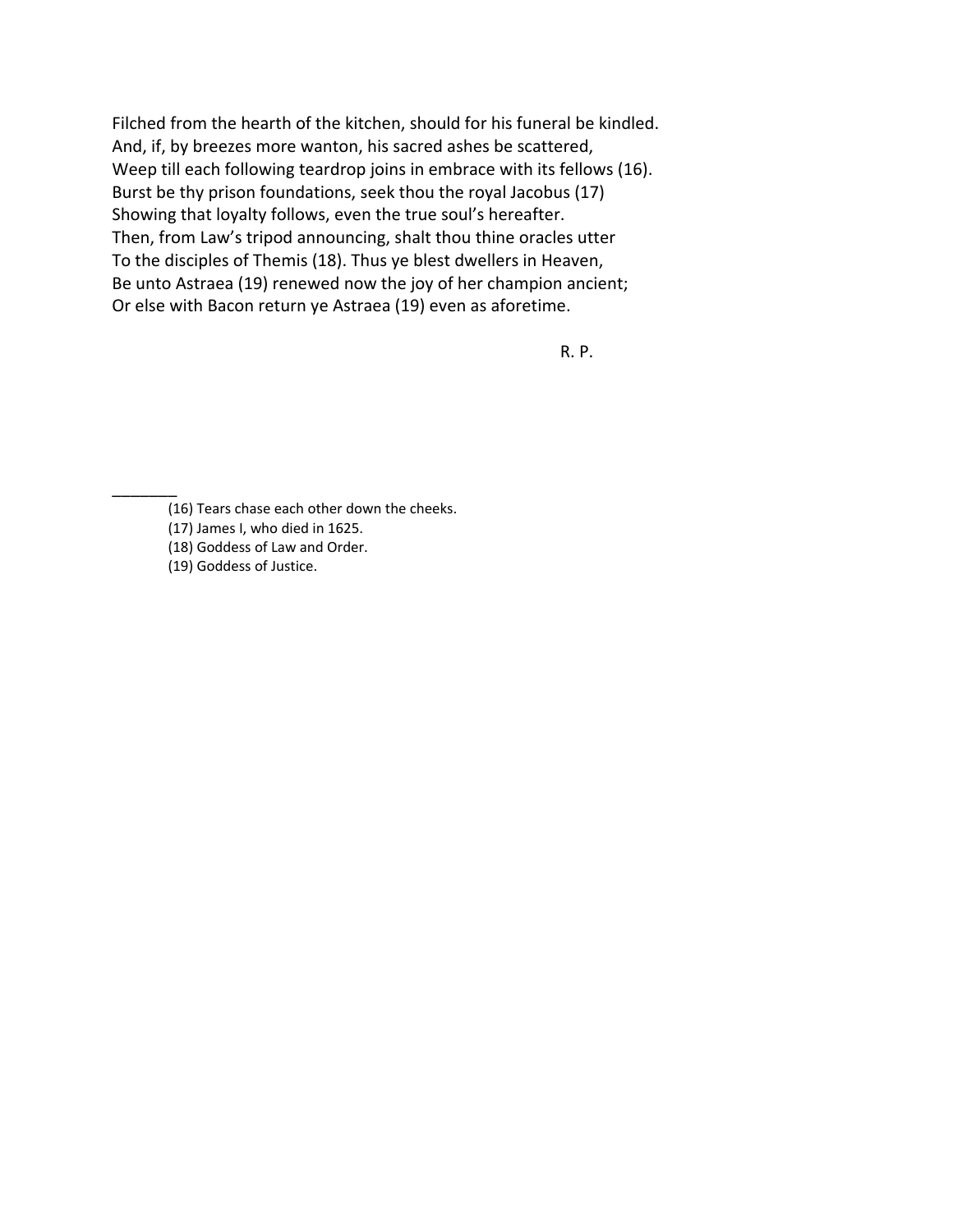Filched from the hearth of the kitchen, should for his funeral be kindled.
And, if, by breezes more wanton, his sacred ashes be scattered,
Weep till each following teardrop joins in embrace with its fellows (16).
Burst be thy prison foundations, seek thou the royal Jacobus (17)
Showing that loyalty follows, even the true soul's hereafter.
Then, from Law's tripod announcing, shalt thou thine oracles utter
To the disciples of Themis (18). Thus ye blest dwellers in Heaven,
Be unto Astraea (19) renewed now the joy of her champion ancient;
Or else with Bacon return ye Astraea (19) even as aforetime.

R. P.

---

(16) Tears chase each other down the cheeks.
(17) James I, who died in 1625.
(18) Goddess of Law and Order.
(19) Goddess of Justice.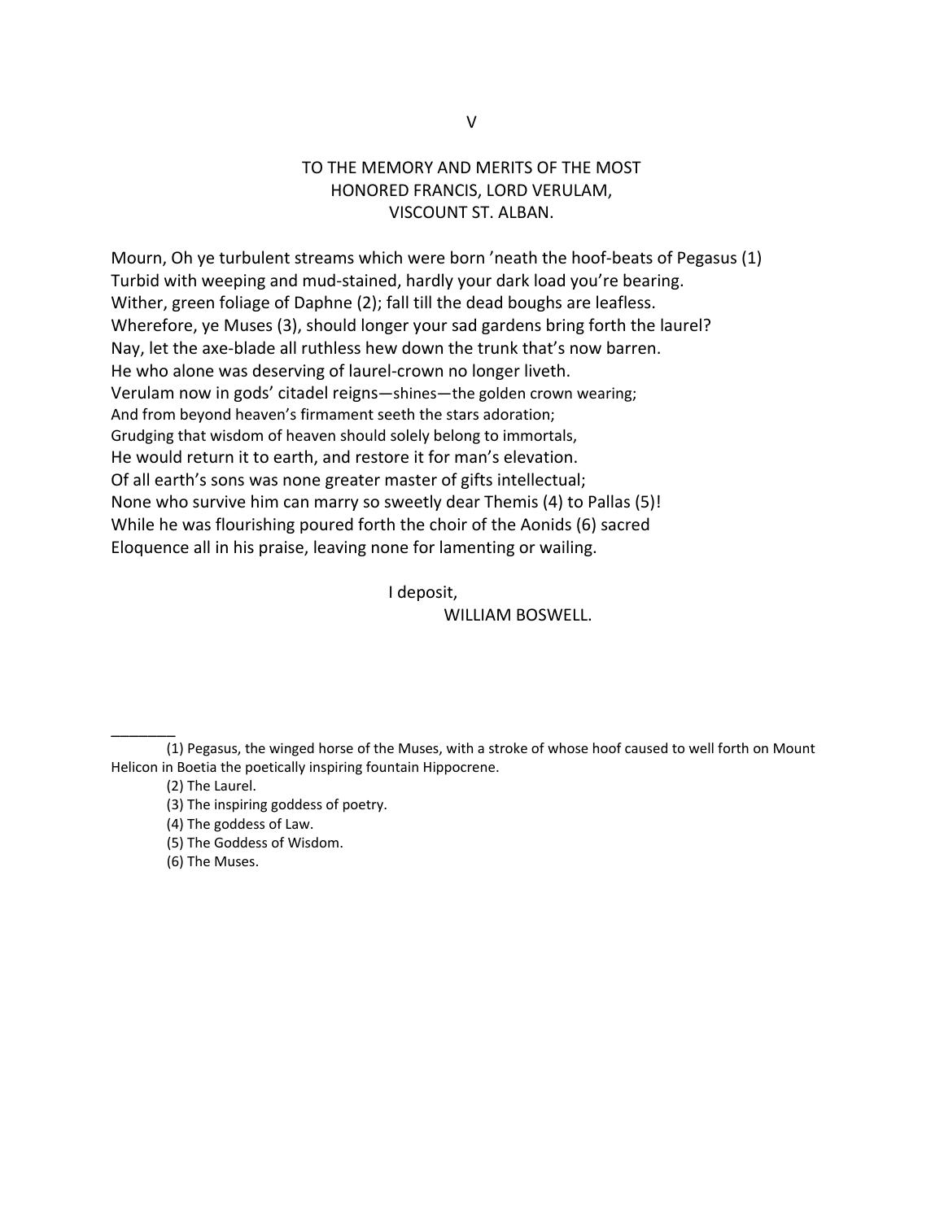V

## TO THE MEMORY AND MERITS OF THE MOST HONORED FRANCIS, LORD VERULAM, VISCOUNT ST. ALBAN.

Mourn, Oh ye turbulent streams which were born ’neath the hoof-beats of Pegasus (1)
Turbid with weeping and mud-stained, hardly your dark load you’re bearing.
Wither, green foliage of Daphne (2); fall till the dead boughs are leafless.
Wherefore, ye Muses (3), should longer your sad gardens bring forth the laurel?
Nay, let the axe-blade all ruthless hew down the trunk that’s now barren.
He who alone was deserving of laurel-crown no longer liveth.
Verulam now in gods’ citadel reigns—shines—the golden crown wearing;
And from beyond heaven’s firmament seeth the stars adoration;
Grudging that wisdom of heaven should solely belong to immortals,
He would return it to earth, and restore it for man’s elevation.
Of all earth’s sons was none greater master of gifts intellectual;
None who survive him can marry so sweetly dear Themis (4) to Pallas (5)!
While he was flourishing poured forth the choir of the Aonids (6) sacred
Eloquence all in his praise, leaving none for lamenting or wailing.

I deposit,
WILLIAM BOSWELL.

________

(1) Pegasus, the winged horse of the Muses, with a stroke of whose hoof caused to well forth on Mount Helicon in Boetia the poetically inspiring fountain Hippocrene.

(2) The Laurel.

(3) The inspiring goddess of poetry.

(4) The goddess of Law.

(5) The Goddess of Wisdom.

(6) The Muses.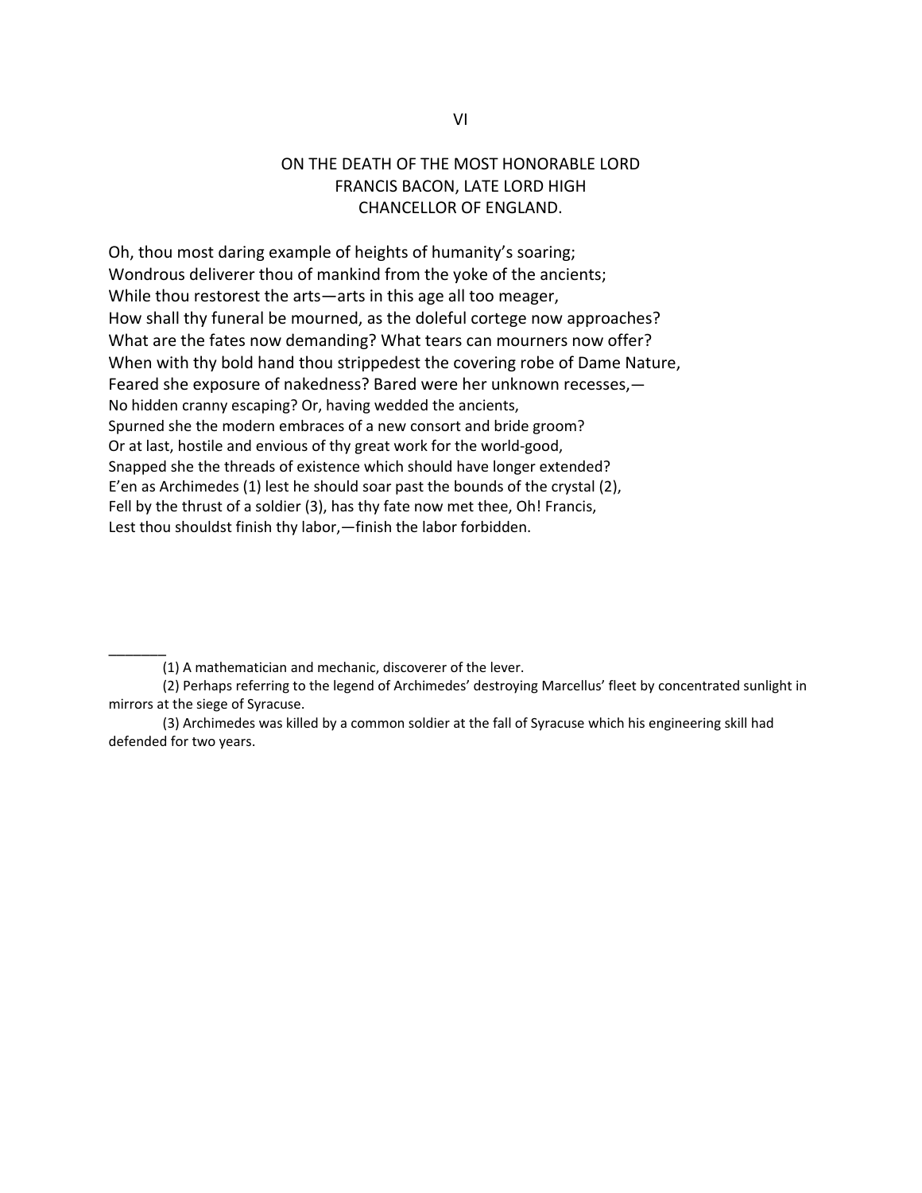## VI

## ON THE DEATH OF THE MOST HONORABLE LORD FRANCIS BACON, LATE LORD HIGH CHANCELLOR OF ENGLAND.

Oh, thou most daring example of heights of humanity's soaring;
Wondrous deliverer thou of mankind from the yoke of the ancients;
While thou restorest the arts—arts in this age all too meager,
How shall thy funeral be mourned, as the doleful cortege now approaches?
What are the fates now demanding? What tears can mourners now offer?
When with thy bold hand thou strippedest the covering robe of Dame Nature,
Feared she exposure of nakedness? Bared were her unknown recesses,—
No hidden cranny escaping? Or, having wedded the ancients,
Spurned she the modern embraces of a new consort and bride groom?
Or at last, hostile and envious of thy great work for the world-good,
Snapped she the threads of existence which should have longer extended?
E'en as Archimedes (1) lest he should soar past the bounds of the crystal (2),
Fell by the thrust of a soldier (3), has thy fate now met thee, Oh! Francis,
Lest thou shouldst finish thy labor,—finish the labor forbidden.

---

(1) A mathematician and mechanic, discoverer of the lever.

(2) Perhaps referring to the legend of Archimedes' destroying Marcellus' fleet by concentrated sunlight in mirrors at the siege of Syracuse.

(3) Archimedes was killed by a common soldier at the fall of Syracuse which his engineering skill had defended for two years.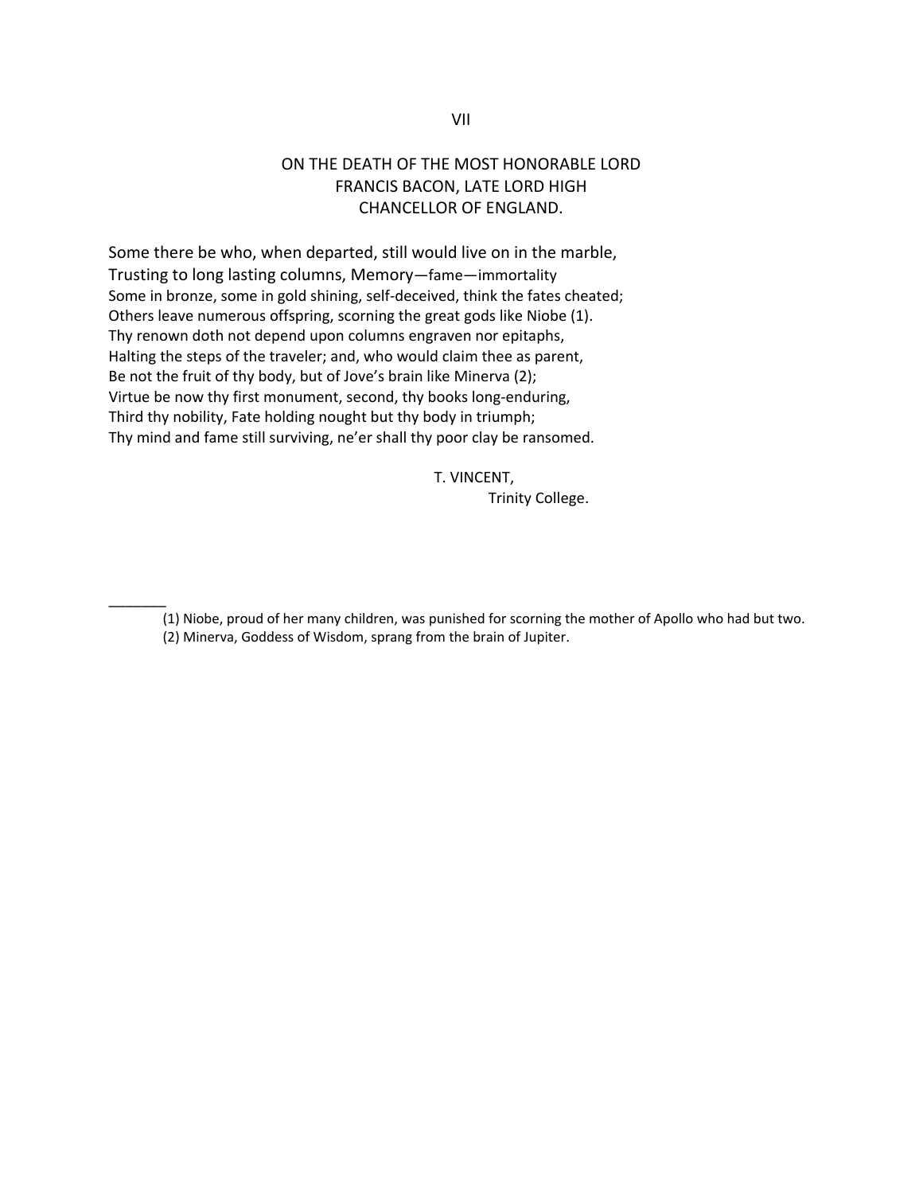## VII

## ON THE DEATH OF THE MOST HONORABLE LORD FRANCIS BACON, LATE LORD HIGH CHANCELLOR OF ENGLAND.

Some there be who, when departed, still would live on in the marble,  
Trusting to long lasting columns, Memory—fame—immortality  
Some in bronze, some in gold shining, self-deceived, think the fates cheated;  
Others leave numerous offspring, scorning the great gods like Niobe (1).  
Thy renown doth not depend upon columns engraven nor epitaphs,  
Halting the steps of the traveler; and, who would claim thee as parent,  
Be not the fruit of thy body, but of Jove's brain like Minerva (2);  
Virtue be now thy first monument, second, thy books long-enduring,  
Third thy nobility, Fate holding nought but thy body in triumph;  
Thy mind and fame still surviving, ne'er shall thy poor clay be ransomed.

T. VINCENT,  
Trinity College.

---

(1) Niobe, proud of her many children, was punished for scorning the mother of Apollo who had but two.

(2) Minerva, Goddess of Wisdom, sprang from the brain of Jupiter.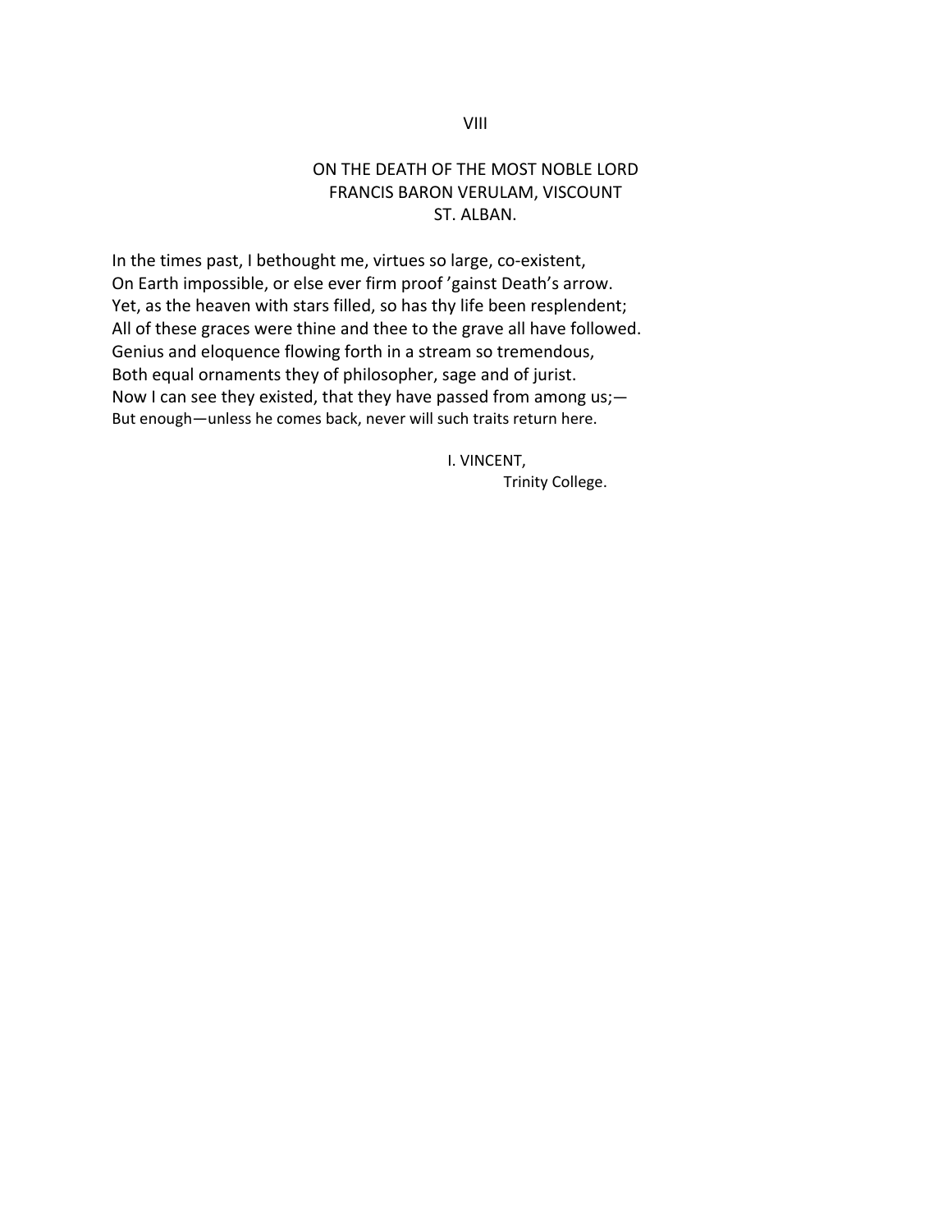## VIII

### ON THE DEATH OF THE MOST NOBLE LORD FRANCIS BARON VERULAM, VISCOUNT ST. ALBAN.

In the times past, I bethought me, virtues so large, co-existent,  
On Earth impossible, or else ever firm proof 'gainst Death's arrow.  
Yet, as the heaven with stars filled, so has thy life been resplendent;  
All of these graces were thine and thee to the grave all have followed.  
Genius and eloquence flowing forth in a stream so tremendous,  
Both equal ornaments they of philosopher, sage and of jurist.  
Now I can see they existed, that they have passed from among us;—  
But enough—unless he comes back, never will such traits return here.

I. VINCENT,  
Trinity College.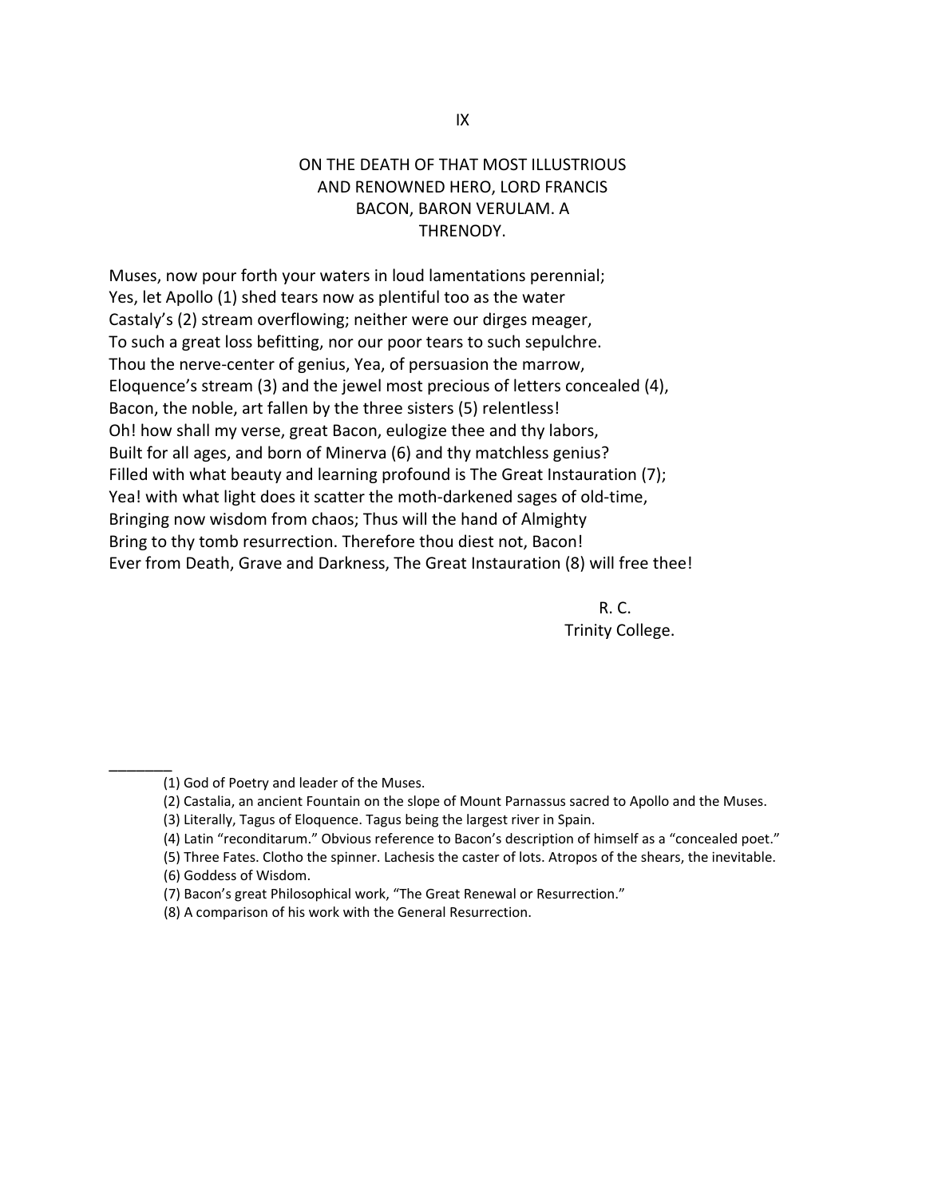IX

## ON THE DEATH OF THAT MOST ILLUSTRIOUS AND RENOWNED HERO, LORD FRANCIS BACON, BARON VERULAM. A THRENODY.

Muses, now pour forth your waters in loud lamentations perennial;
Yes, let Apollo (1) shed tears now as plentiful too as the water
Castaly's (2) stream overflowing; neither were our dirges meager,
To such a great loss befitting, nor our poor tears to such sepulchre.
Thou the nerve-center of genius, Yea, of persuasion the marrow,
Eloquence's stream (3) and the jewel most precious of letters concealed (4),
Bacon, the noble, art fallen by the three sisters (5) relentless!
Oh! how shall my verse, great Bacon, eulogize thee and thy labors,
Built for all ages, and born of Minerva (6) and thy matchless genius?
Filled with what beauty and learning profound is The Great Instauration (7);
Yea! with what light does it scatter the moth-darkened sages of old-time,
Bringing now wisdom from chaos; Thus will the hand of Almighty
Bring to thy tomb resurrection. Therefore thou diest not, Bacon!
Ever from Death, Grave and Darkness, The Great Instauration (8) will free thee!

R. C.
Trinity College.

---

(1) God of Poetry and leader of the Muses.
(2) Castalia, an ancient Fountain on the slope of Mount Parnassus sacred to Apollo and the Muses.
(3) Literally, Tagus of Eloquence. Tagus being the largest river in Spain.
(4) Latin "reconditarum." Obvious reference to Bacon's description of himself as a "concealed poet."
(5) Three Fates. Clotho the spinner. Lachesis the caster of lots. Atropos of the shears, the inevitable.
(6) Goddess of Wisdom.
(7) Bacon's great Philosophical work, "The Great Renewal or Resurrection."
(8) A comparison of his work with the General Resurrection.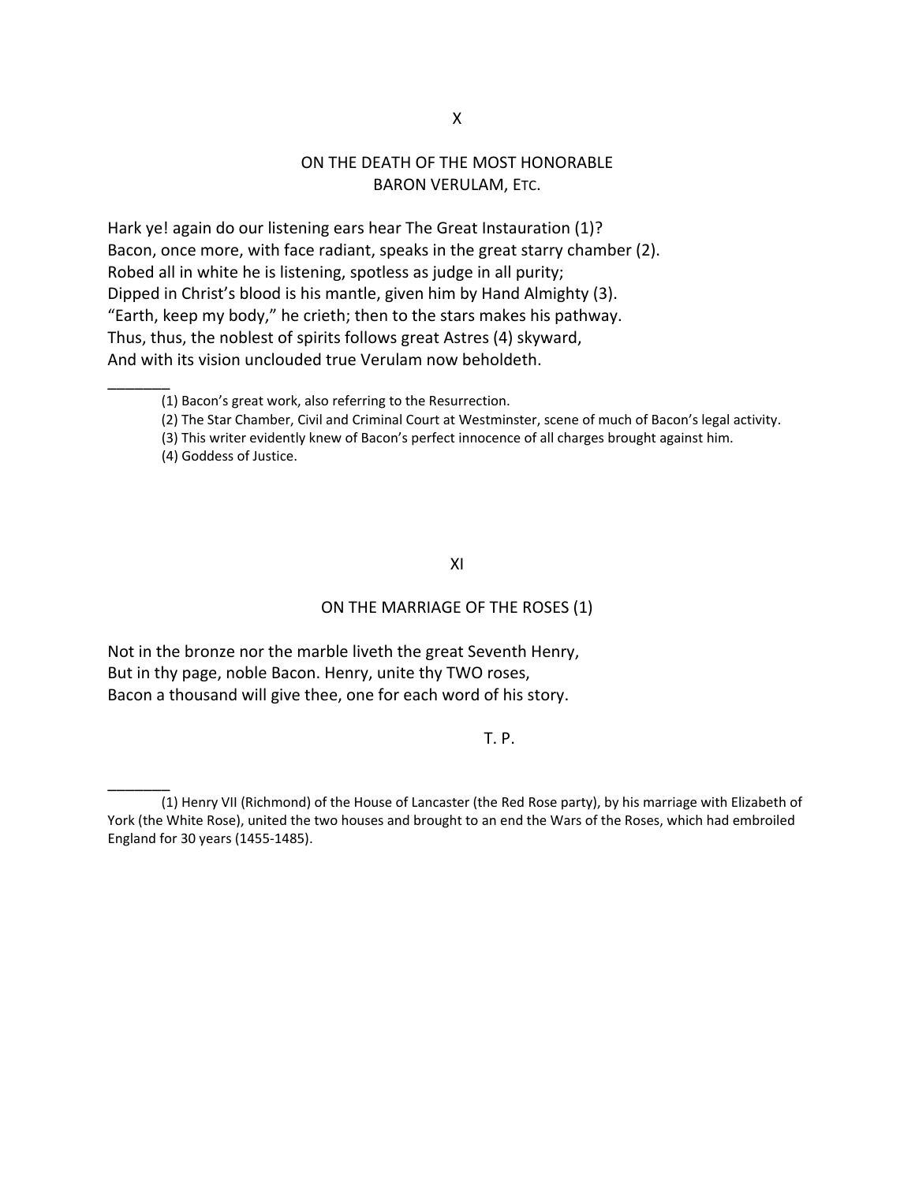X

## ON THE DEATH OF THE MOST HONORABLE BARON VERULAM, ETC.

Hark ye! again do our listening ears hear The Great Instauration (1)?  
Bacon, once more, with face radiant, speaks in the great starry chamber (2).  
Robed all in white he is listening, spotless as judge in all purity;  
Dipped in Christ's blood is his mantle, given him by Hand Almighty (3).  
"Earth, keep my body," he crieth; then to the stars makes his pathway.  
Thus, thus, the noblest of spirits follows great Astres (4) skyward,  
And with its vision unclouded true Verulam now beholdeth.

_______

(1) Bacon's great work, also referring to the Resurrection.

(2) The Star Chamber, Civil and Criminal Court at Westminster, scene of much of Bacon's legal activity.

(3) This writer evidently knew of Bacon's perfect innocence of all charges brought against him.

(4) Goddess of Justice.

XI

## ON THE MARRIAGE OF THE ROSES (1)

Not in the bronze nor the marble liveth the great Seventh Henry,  
But in thy page, noble Bacon. Henry, unite thy TWO roses,  
Bacon a thousand will give thee, one for each word of his story.

T. P.

_______

(1) Henry VII (Richmond) of the House of Lancaster (the Red Rose party), by his marriage with Elizabeth of York (the White Rose), united the two houses and brought to an end the Wars of the Roses, which had embroiled England for 30 years (1455-1485).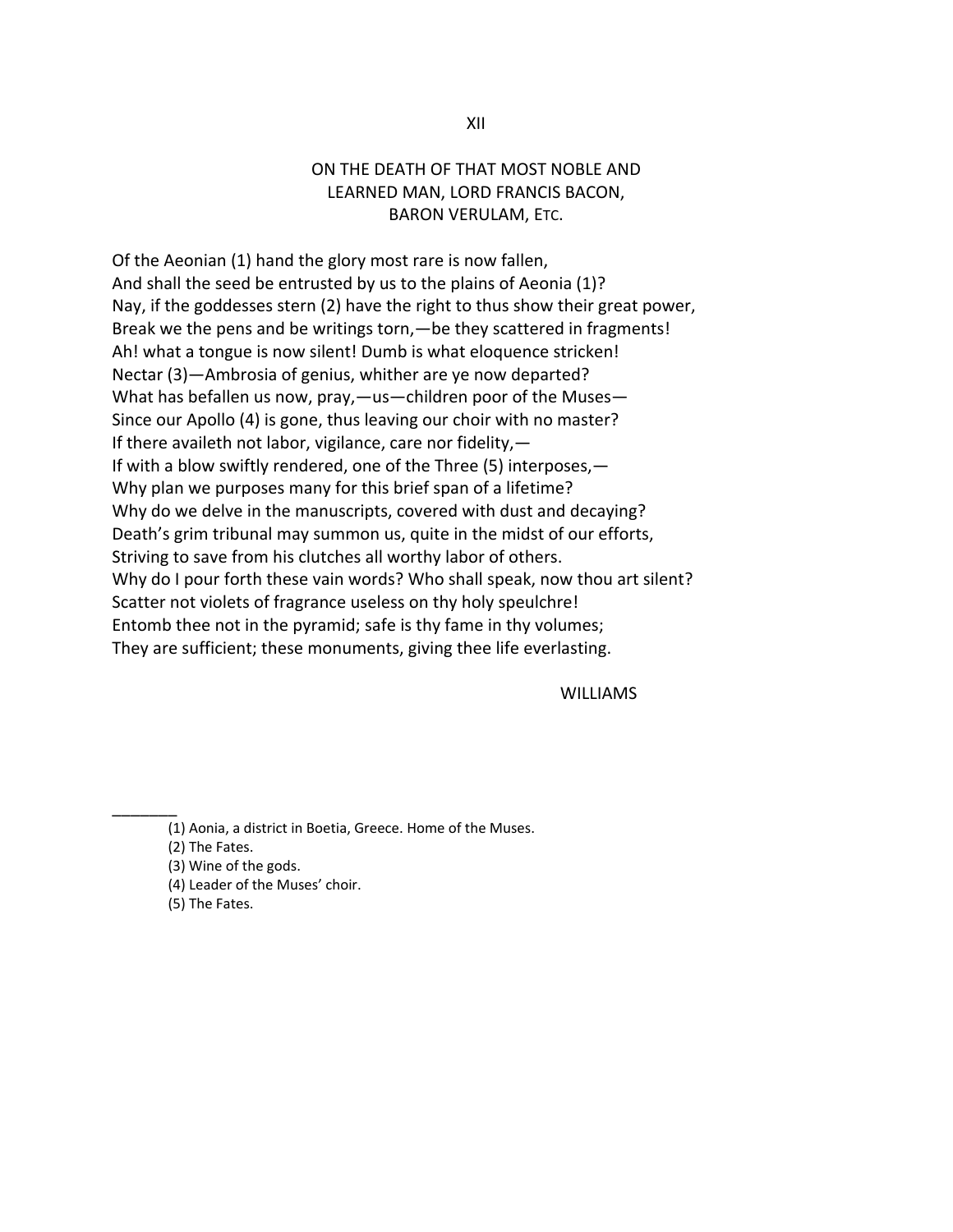## XII

## ON THE DEATH OF THAT MOST NOBLE AND LEARNED MAN, LORD FRANCIS BACON, BARON VERULAM, ETC.

Of the Aeonian (1) hand the glory most rare is now fallen,
And shall the seed be entrusted by us to the plains of Aeonia (1)?
Nay, if the goddesses stern (2) have the right to thus show their great power,
Break we the pens and be writings torn,—be they scattered in fragments!
Ah! what a tongue is now silent! Dumb is what eloquence stricken!
Nectar (3)—Ambrosia of genius, whither are ye now departed?
What has befallen us now, pray,—us—children poor of the Muses—
Since our Apollo (4) is gone, thus leaving our choir with no master?
If there availeth not labor, vigilance, care nor fidelity,—
If with a blow swiftly rendered, one of the Three (5) interposes,—
Why plan we purposes many for this brief span of a lifetime?
Why do we delve in the manuscripts, covered with dust and decaying?
Death's grim tribunal may summon us, quite in the midst of our efforts,
Striving to save from his clutches all worthy labor of others.
Why do I pour forth these vain words? Who shall speak, now thou art silent?
Scatter not violets of fragrance useless on thy holy speulchre!
Entomb thee not in the pyramid; safe is thy fame in thy volumes;
They are sufficient; these monuments, giving thee life everlasting.

WILLIAMS

---

(1) Aonia, a district in Boetia, Greece. Home of the Muses.
(2) The Fates.
(3) Wine of the gods.
(4) Leader of the Muses' choir.
(5) The Fates.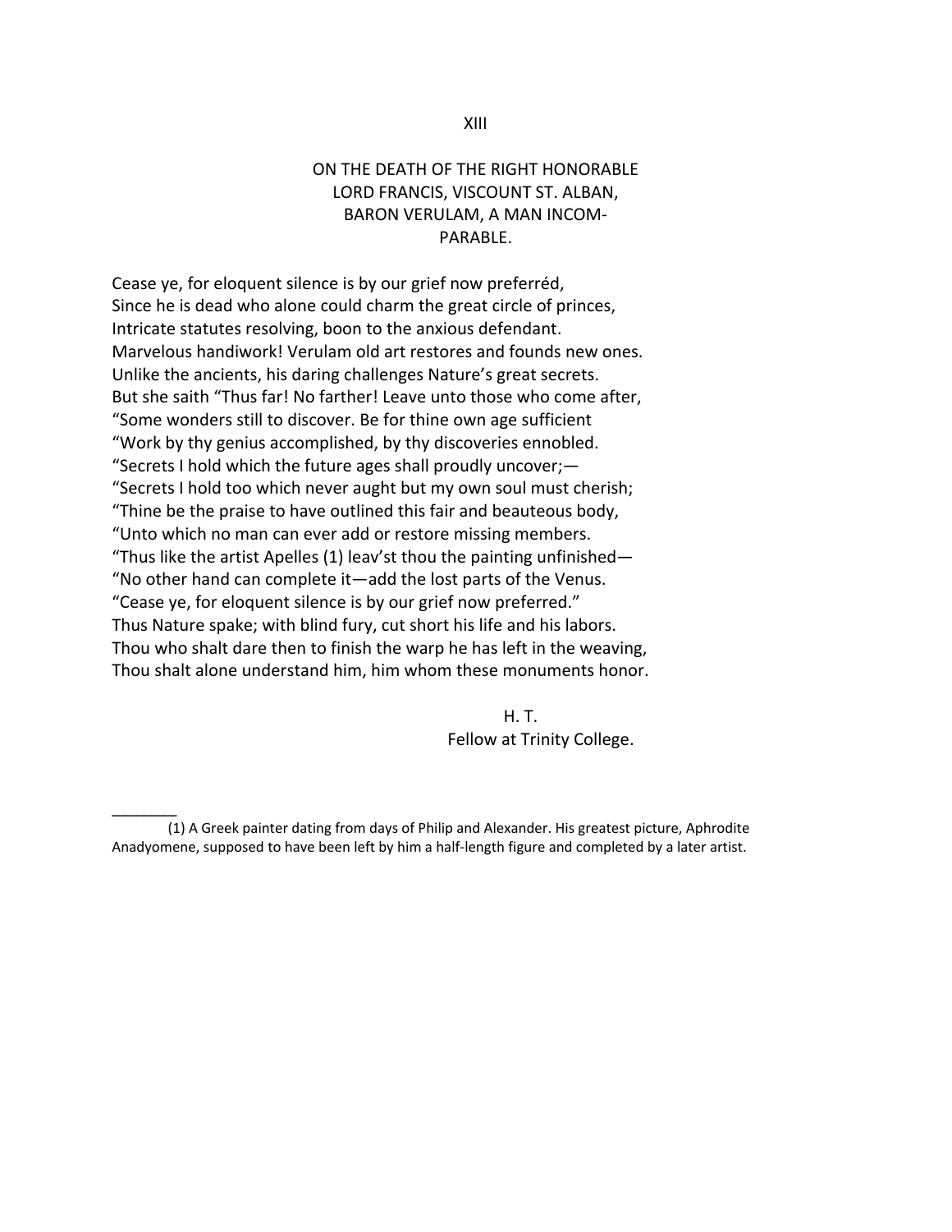## XIII

### ON THE DEATH OF THE RIGHT HONORABLE LORD FRANCIS, VISCOUNT ST. ALBAN, BARON VERULAM, A MAN INCOM-PARABLE.

Cease ye, for eloquent silence is by our grief now preferréd,  
Since he is dead who alone could charm the great circle of princes,  
Intricate statutes resolving, boon to the anxious defendant.  
Marvelous handiwork! Verulam old art restores and founds new ones.  
Unlike the ancients, his daring challenges Nature's great secrets.  
But she saith "Thus far! No farther! Leave unto those who come after,  
"Some wonders still to discover. Be for thine own age sufficient  
"Work by thy genius accomplished, by thy discoveries ennobled.  
"Secrets I hold which the future ages shall proudly uncover;—  
"Secrets I hold too which never aught but my own soul must cherish;  
"Thine be the praise to have outlined this fair and beauteous body,  
"Unto which no man can ever add or restore missing members.  
"Thus like the artist Apelles (1) leav'st thou the painting unfinished—  
"No other hand can complete it—add the lost parts of the Venus.  
"Cease ye, for eloquent silence is by our grief now preferred."  
Thus Nature spake; with blind fury, cut short his life and his labors.  
Thou who shalt dare then to finish the warp he has left in the weaving,  
Thou shalt alone understand him, him whom these monuments honor.

H. T.  
Fellow at Trinity College.

---

(1) A Greek painter dating from days of Philip and Alexander. His greatest picture, Aphrodite Anadyomene, supposed to have been left by him a half-length figure and completed by a later artist.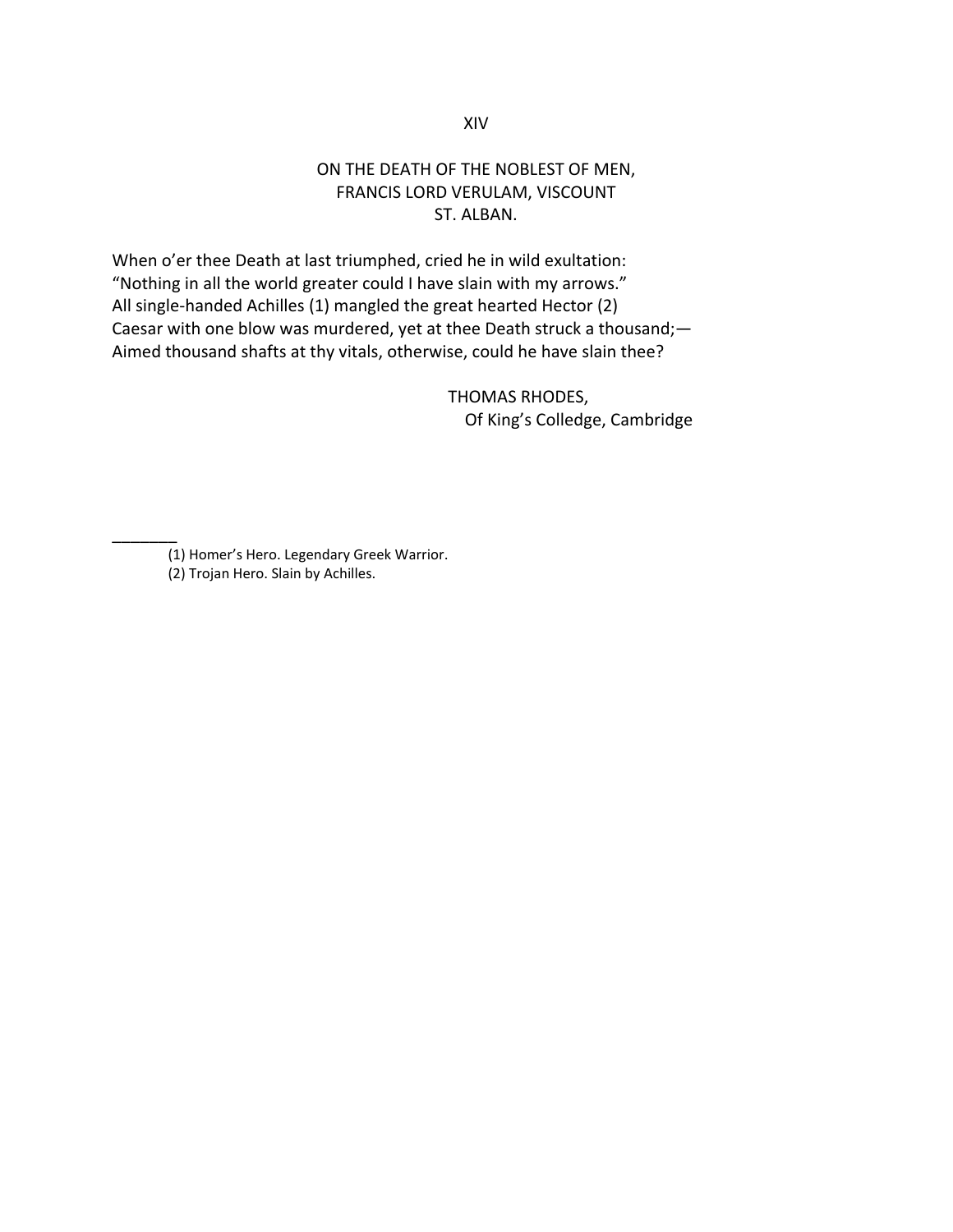XIV

## ON THE DEATH OF THE NOBLEST OF MEN, FRANCIS LORD VERULAM, VISCOUNT ST. ALBAN.

When o'er thee Death at last triumphed, cried he in wild exultation:
"Nothing in all the world greater could I have slain with my arrows."
All single-handed Achilles (1) mangled the great hearted Hector (2)
Caesar with one blow was murdered, yet at thee Death struck a thousand;—
Aimed thousand shafts at thy vitals, otherwise, could he have slain thee?

THOMAS RHODES,
Of King's Colledge, Cambridge

---

(1) Homer's Hero. Legendary Greek Warrior.
(2) Trojan Hero. Slain by Achilles.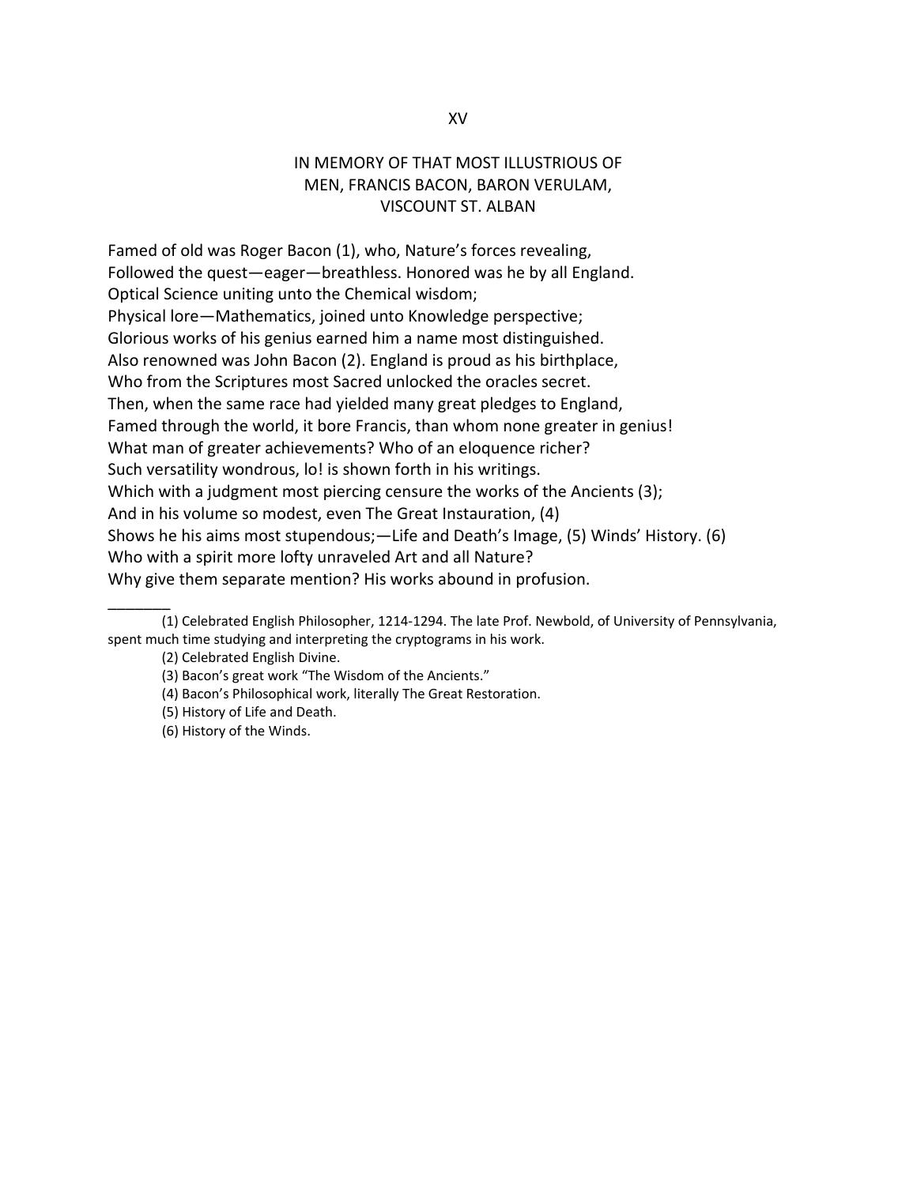## XV

### IN MEMORY OF THAT MOST ILLUSTRIOUS OF MEN, FRANCIS BACON, BARON VERULAM, VISCOUNT ST. ALBAN

Famed of old was Roger Bacon (1), who, Nature's forces revealing,
Followed the quest—eager—breathless. Honored was he by all England.
Optical Science uniting unto the Chemical wisdom;
Physical lore—Mathematics, joined unto Knowledge perspective;
Glorious works of his genius earned him a name most distinguished.
Also renowned was John Bacon (2). England is proud as his birthplace,
Who from the Scriptures most Sacred unlocked the oracles secret.
Then, when the same race had yielded many great pledges to England,
Famed through the world, it bore Francis, than whom none greater in genius!
What man of greater achievements? Who of an eloquence richer?
Such versatility wondrous, lo! is shown forth in his writings.
Which with a judgment most piercing censure the works of the Ancients (3);
And in his volume so modest, even The Great Instauration, (4)
Shows he his aims most stupendous;—Life and Death's Image, (5) Winds' History. (6)
Who with a spirit more lofty unraveled Art and all Nature?
Why give them separate mention? His works abound in profusion.

---

(1) Celebrated English Philosopher, 1214-1294. The late Prof. Newbold, of University of Pennsylvania, spent much time studying and interpreting the cryptograms in his work.

(2) Celebrated English Divine.

(3) Bacon's great work "The Wisdom of the Ancients."

(4) Bacon's Philosophical work, literally The Great Restoration.

(5) History of Life and Death.

(6) History of the Winds.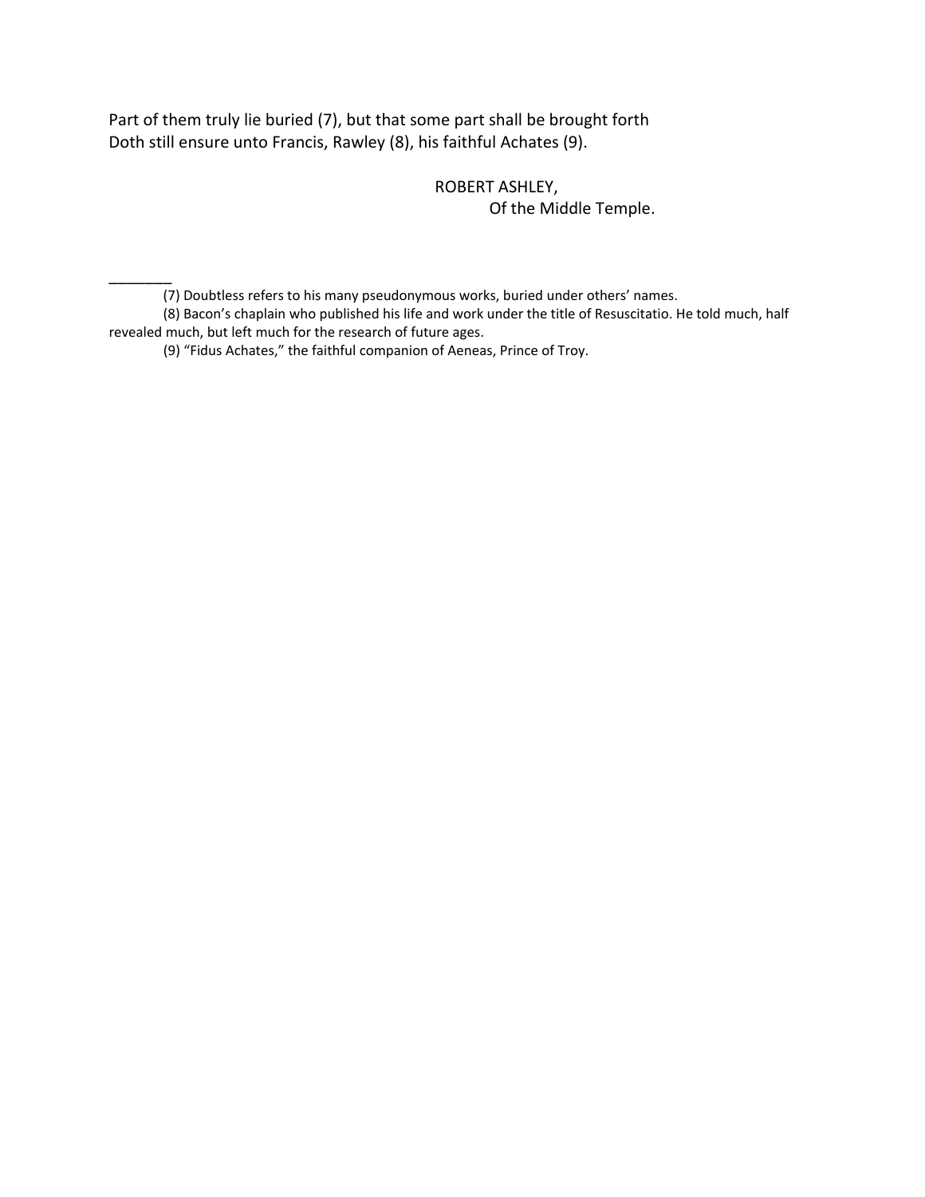Part of them truly lie buried (7), but that some part shall be brought forth
Doth still ensure unto Francis, Rawley (8), his faithful Achates (9).

ROBERT ASHLEY,
Of the Middle Temple.

________

(7) Doubtless refers to his many pseudonymous works, buried under others' names.

(8) Bacon's chaplain who published his life and work under the title of Resuscitatio. He told much, half revealed much, but left much for the research of future ages.

(9) "Fidus Achates," the faithful companion of Aeneas, Prince of Troy.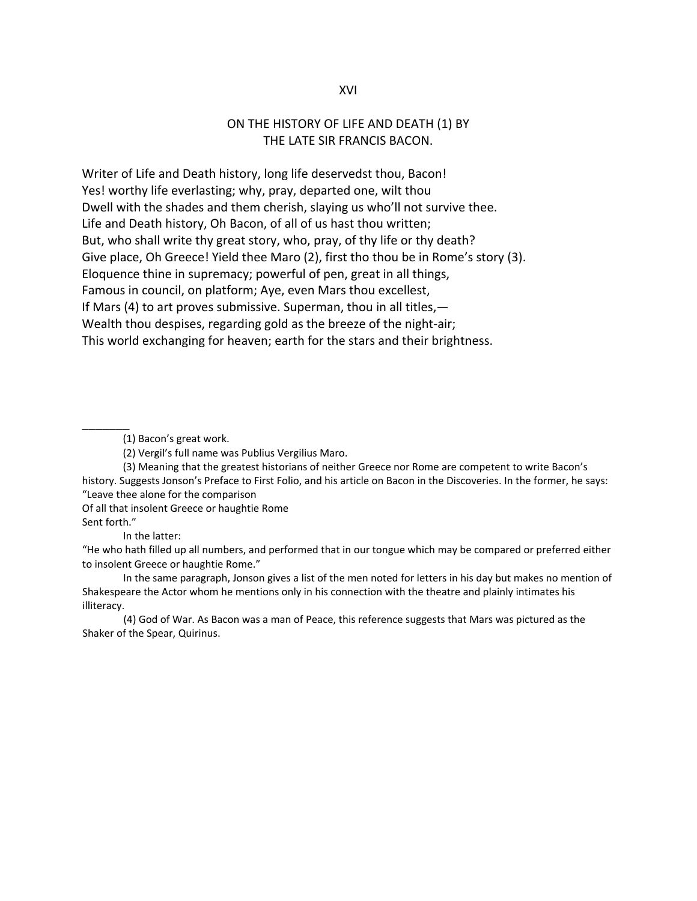XVI

## ON THE HISTORY OF LIFE AND DEATH (1) BY THE LATE SIR FRANCIS BACON.

Writer of Life and Death history, long life deservedst thou, Bacon!
Yes! worthy life everlasting; why, pray, departed one, wilt thou
Dwell with the shades and them cherish, slaying us who'll not survive thee.
Life and Death history, Oh Bacon, of all of us hast thou written;
But, who shall write thy great story, who, pray, of thy life or thy death?
Give place, Oh Greece! Yield thee Maro (2), first tho thou be in Rome's story (3).
Eloquence thine in supremacy; powerful of pen, great in all things,
Famous in council, on platform; Aye, even Mars thou excellest,
If Mars (4) to art proves submissive. Superman, thou in all titles,—
Wealth thou despises, regarding gold as the breeze of the night-air;
This world exchanging for heaven; earth for the stars and their brightness.

________

(1) Bacon's great work.

(2) Vergil's full name was Publius Vergilius Maro.

(3) Meaning that the greatest historians of neither Greece nor Rome are competent to write Bacon's history. Suggests Jonson's Preface to First Folio, and his article on Bacon in the Discoveries. In the former, he says:
"Leave thee alone for the comparison
Of all that insolent Greece or haughtie Rome
Sent forth."

In the latter:
"He who hath filled up all numbers, and performed that in our tongue which may be compared or preferred either to insolent Greece or haughtie Rome."

In the same paragraph, Jonson gives a list of the men noted for letters in his day but makes no mention of Shakespeare the Actor whom he mentions only in his connection with the theatre and plainly intimates his illiteracy.

(4) God of War. As Bacon was a man of Peace, this reference suggests that Mars was pictured as the Shaker of the Spear, Quirinus.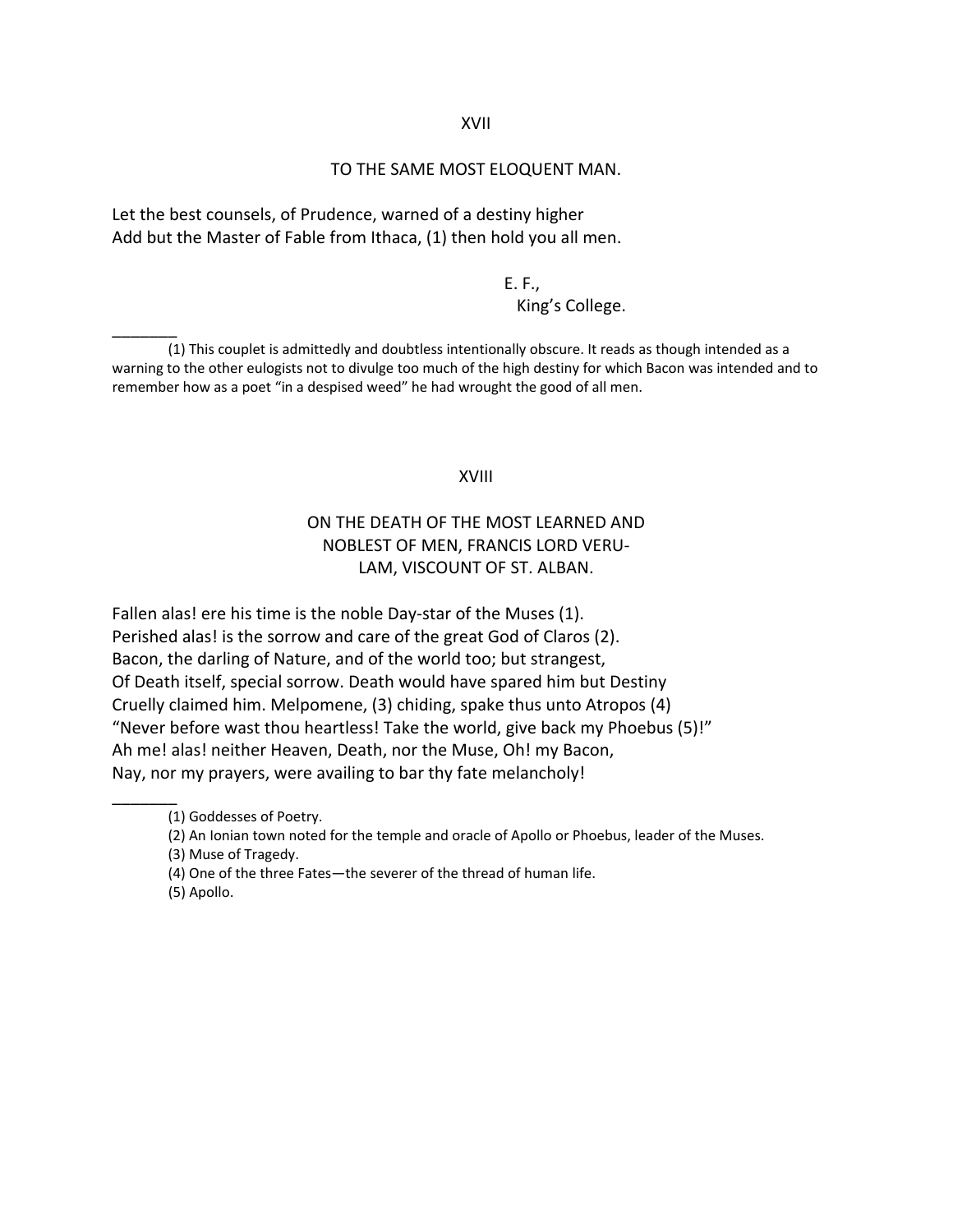## XVII

### TO THE SAME MOST ELOQUENT MAN.

Let the best counsels, of Prudence, warned of a destiny higher
Add but the Master of Fable from Ithaca, (1) then hold you all men.

E. F.,
King's College.

_______

(1) This couplet is admittedly and doubtless intentionally obscure. It reads as though intended as a warning to the other eulogists not to divulge too much of the high destiny for which Bacon was intended and to remember how as a poet "in a despised weed" he had wrought the good of all men.

## XVIII

### ON THE DEATH OF THE MOST LEARNED AND NOBLEST OF MEN, FRANCIS LORD VERULAM, VISCOUNT OF ST. ALBAN.

Fallen alas! ere his time is the noble Day-star of the Muses (1).
Perished alas! is the sorrow and care of the great God of Claros (2).
Bacon, the darling of Nature, and of the world too; but strangest,
Of Death itself, special sorrow. Death would have spared him but Destiny
Cruelly claimed him. Melpomene, (3) chiding, spake thus unto Atropos (4)
"Never before wast thou heartless! Take the world, give back my Phoebus (5)!"
Ah me! alas! neither Heaven, Death, nor the Muse, Oh! my Bacon,
Nay, nor my prayers, were availing to bar thy fate melancholy!

_______

(1) Goddesses of Poetry.

(2) An Ionian town noted for the temple and oracle of Apollo or Phoebus, leader of the Muses.

(3) Muse of Tragedy.

(4) One of the three Fates—the severer of the thread of human life.

(5) Apollo.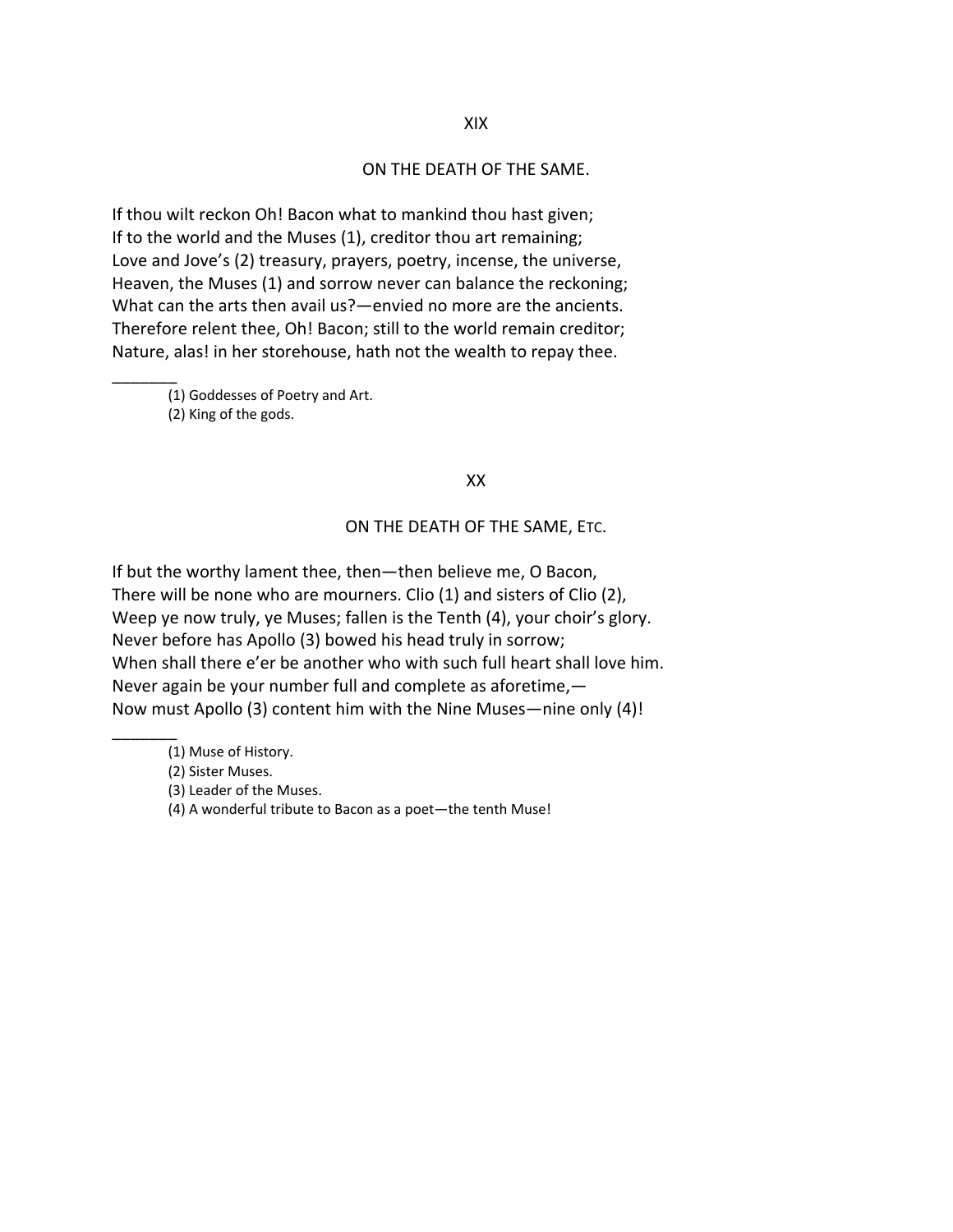## XIX

### ON THE DEATH OF THE SAME.

If thou wilt reckon Oh! Bacon what to mankind thou hast given;
If to the world and the Muses (1), creditor thou art remaining;
Love and Jove's (2) treasury, prayers, poetry, incense, the universe,
Heaven, the Muses (1) and sorrow never can balance the reckoning;
What can the arts then avail us?—envied no more are the ancients.
Therefore relent thee, Oh! Bacon; still to the world remain creditor;
Nature, alas! in her storehouse, hath not the wealth to repay thee.

_______

(1) Goddesses of Poetry and Art.
(2) King of the gods.

## XX

### ON THE DEATH OF THE SAME, ETC.

If but the worthy lament thee, then—then believe me, O Bacon,
There will be none who are mourners. Clio (1) and sisters of Clio (2),
Weep ye now truly, ye Muses; fallen is the Tenth (4), your choir's glory.
Never before has Apollo (3) bowed his head truly in sorrow;
When shall there e'er be another who with such full heart shall love him.
Never again be your number full and complete as aforetime,—
Now must Apollo (3) content him with the Nine Muses—nine only (4)!

_______

(1) Muse of History.
(2) Sister Muses.
(3) Leader of the Muses.
(4) A wonderful tribute to Bacon as a poet—the tenth Muse!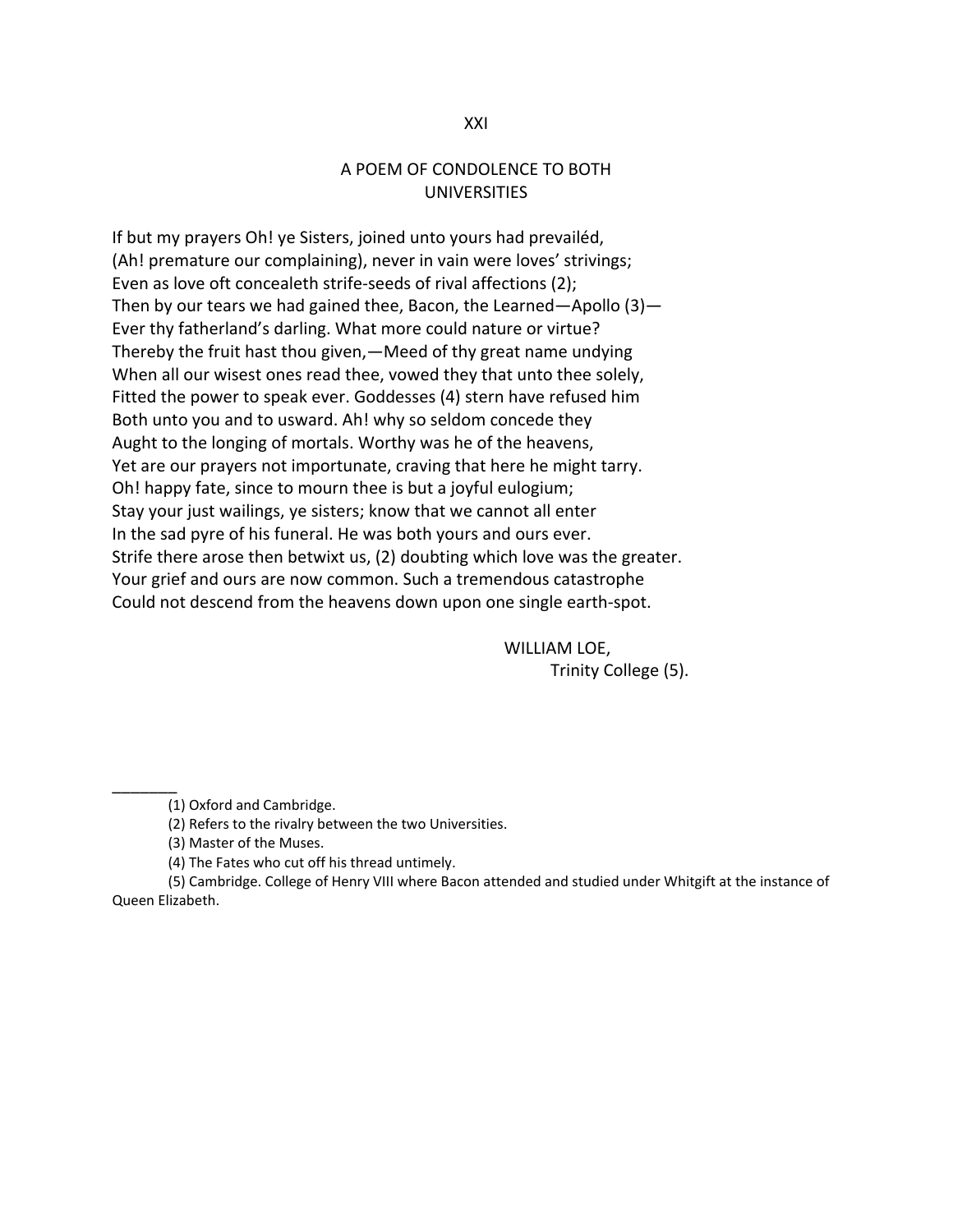XXI

## A POEM OF CONDOLENCE TO BOTH UNIVERSITIES

If but my prayers Oh! ye Sisters, joined unto yours had prevailéd,  
(Ah! premature our complaining), never in vain were loves' strivings;  
Even as love oft concealeth strife-seeds of rival affections (2);  
Then by our tears we had gained thee, Bacon, the Learned—Apollo (3)—  
Ever thy fatherland's darling. What more could nature or virtue?  
Thereby the fruit hast thou given,—Meed of thy great name undying  
When all our wisest ones read thee, vowed they that unto thee solely,  
Fitted the power to speak ever. Goddesses (4) stern have refused him  
Both unto you and to usward. Ah! why so seldom concede they  
Aught to the longing of mortals. Worthy was he of the heavens,  
Yet are our prayers not importunate, craving that here he might tarry.  
Oh! happy fate, since to mourn thee is but a joyful eulogium;  
Stay your just wailings, ye sisters; know that we cannot all enter  
In the sad pyre of his funeral. He was both yours and ours ever.  
Strife there arose then betwixt us, (2) doubting which love was the greater.  
Your grief and ours are now common. Such a tremendous catastrophe  
Could not descend from the heavens down upon one single earth-spot.

WILLIAM LOE,  
Trinity College (5).

---

(1) Oxford and Cambridge.

(2) Refers to the rivalry between the two Universities.

(3) Master of the Muses.

(4) The Fates who cut off his thread untimely.

(5) Cambridge. College of Henry VIII where Bacon attended and studied under Whitgift at the instance of Queen Elizabeth.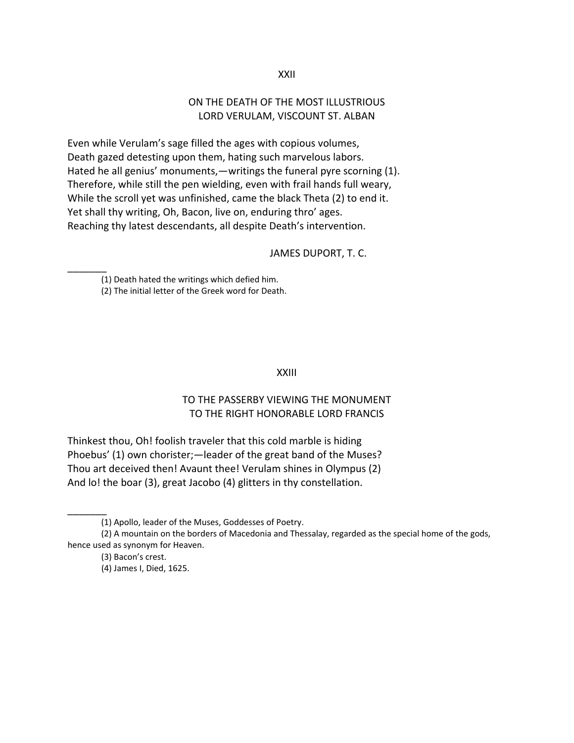## XXII

## ON THE DEATH OF THE MOST ILLUSTRIOUS LORD VERULAM, VISCOUNT ST. ALBAN

Even while Verulam's sage filled the ages with copious volumes,
Death gazed detesting upon them, hating such marvelous labors.
Hated he all genius' monuments,—writings the funeral pyre scorning (1).
Therefore, while still the pen wielding, even with frail hands full weary,
While the scroll yet was unfinished, came the black Theta (2) to end it.
Yet shall thy writing, Oh, Bacon, live on, enduring thro' ages.
Reaching thy latest descendants, all despite Death's intervention.

JAMES DUPORT, T. C.

---

(1) Death hated the writings which defied him.

(2) The initial letter of the Greek word for Death.

## XXIII

## TO THE PASSERBY VIEWING THE MONUMENT TO THE RIGHT HONORABLE LORD FRANCIS

Thinkest thou, Oh! foolish traveler that this cold marble is hiding
Phoebus' (1) own chorister;—leader of the great band of the Muses?
Thou art deceived then! Avaunt thee! Verulam shines in Olympus (2)
And lo! the boar (3), great Jacobo (4) glitters in thy constellation.

---

(1) Apollo, leader of the Muses, Goddesses of Poetry.

(2) A mountain on the borders of Macedonia and Thessalay, regarded as the special home of the gods, hence used as synonym for Heaven.

(3) Bacon's crest.

(4) James I, Died, 1625.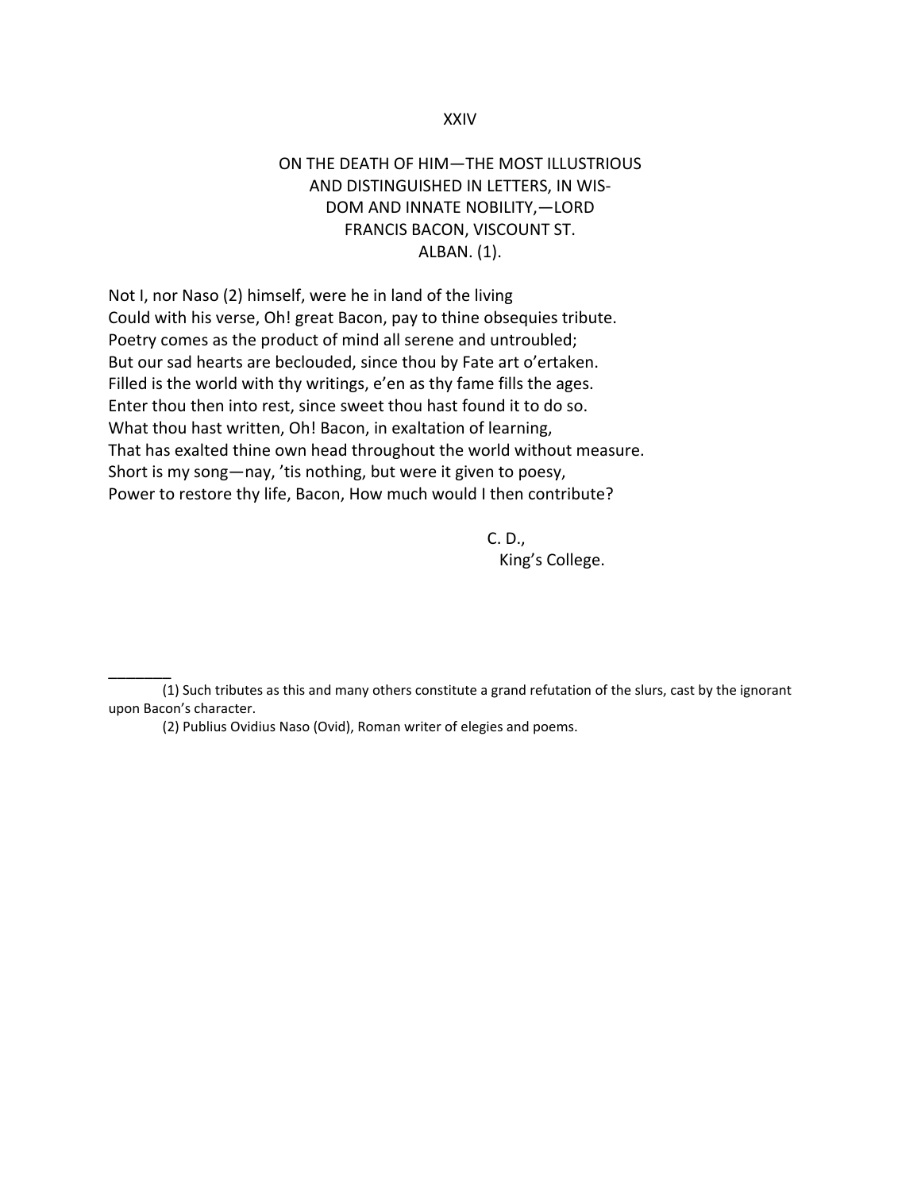## XXIV

### ON THE DEATH OF HIM—THE MOST ILLUSTRIOUS AND DISTINGUISHED IN LETTERS, IN WISDOM AND INNATE NOBILITY,—LORD FRANCIS BACON, VISCOUNT ST. ALBAN. (1).

Not I, nor Naso (2) himself, were he in land of the living
Could with his verse, Oh! great Bacon, pay to thine obsequies tribute.
Poetry comes as the product of mind all serene and untroubled;
But our sad hearts are beclouded, since thou by Fate art o'ertaken.
Filled is the world with thy writings, e'en as thy fame fills the ages.
Enter thou then into rest, since sweet thou hast found it to do so.
What thou hast written, Oh! Bacon, in exaltation of learning,
That has exalted thine own head throughout the world without measure.
Short is my song—nay, 'tis nothing, but were it given to poesy,
Power to restore thy life, Bacon, How much would I then contribute?

C. D.,
King's College.

---

(1) Such tributes as this and many others constitute a grand refutation of the slurs, cast by the ignorant upon Bacon's character.

(2) Publius Ovidius Naso (Ovid), Roman writer of elegies and poems.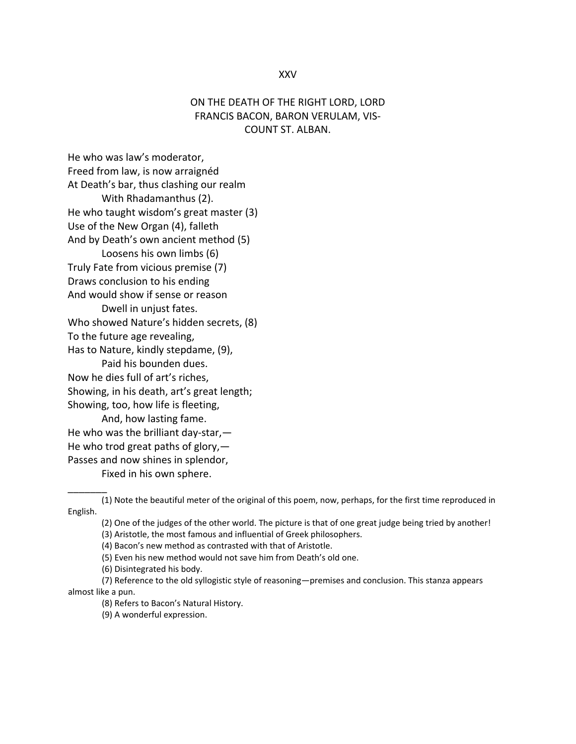## XXV

## ON THE DEATH OF THE RIGHT LORD, LORD FRANCIS BACON, BARON VERULAM, VIS-COUNT ST. ALBAN.

He who was law's moderator,  
Freed from law, is now arraignéd  
At Death's bar, thus clashing our realm  
With Rhadamanthus (2).  
He who taught wisdom's great master (3)  
Use of the New Organ (4), falleth  
And by Death's own ancient method (5)  
Loosens his own limbs (6)  
Truly Fate from vicious premise (7)  
Draws conclusion to his ending  
And would show if sense or reason  
Dwell in unjust fates.  
Who showed Nature's hidden secrets, (8)  
To the future age revealing,  
Has to Nature, kindly stepdame, (9),  
Paid his bounden dues.  
Now he dies full of art's riches,  
Showing, in his death, art's great length;  
Showing, too, how life is fleeting,  
And, how lasting fame.  
He who was the brilliant day-star,—  
He who trod great paths of glory,—  
Passes and now shines in splendor,  
Fixed in his own sphere.

---

(1) Note the beautiful meter of the original of this poem, now, perhaps, for the first time reproduced in English.

(2) One of the judges of the other world. The picture is that of one great judge being tried by another!

(3) Aristotle, the most famous and influential of Greek philosophers.

(4) Bacon's new method as contrasted with that of Aristotle.

(5) Even his new method would not save him from Death's old one.

(6) Disintegrated his body.

(7) Reference to the old syllogistic style of reasoning—premises and conclusion. This stanza appears almost like a pun.

(8) Refers to Bacon's Natural History.

(9) A wonderful expression.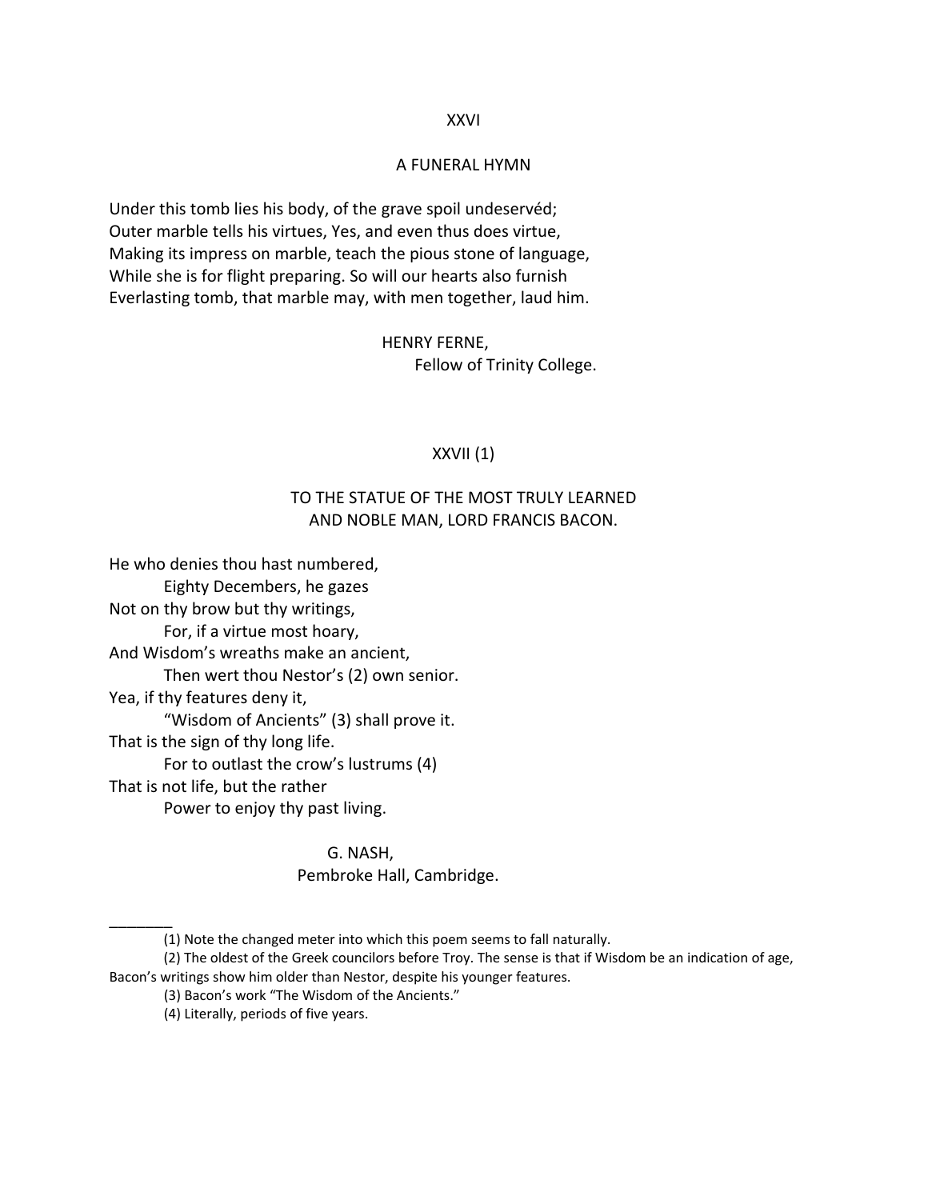## XXVI

## A FUNERAL HYMN

Under this tomb lies his body, of the grave spoil undeservéd;
Outer marble tells his virtues, Yes, and even thus does virtue,
Making its impress on marble, teach the pious stone of language,
While she is for flight preparing. So will our hearts also furnish
Everlasting tomb, that marble may, with men together, laud him.

HENRY FERNE,
Fellow of Trinity College.

## XXVII (1)

## TO THE STATUE OF THE MOST TRULY LEARNED AND NOBLE MAN, LORD FRANCIS BACON.

He who denies thou hast numbered,
Eighty Decembers, he gazes
Not on thy brow but thy writings,
For, if a virtue most hoary,
And Wisdom's wreaths make an ancient,
Then wert thou Nestor's (2) own senior.
Yea, if thy features deny it,
"Wisdom of Ancients" (3) shall prove it.
That is the sign of thy long life.
For to outlast the crow's lustrums (4)
That is not life, but the rather
Power to enjoy thy past living.

G. NASH,
Pembroke Hall, Cambridge.

---

(1) Note the changed meter into which this poem seems to fall naturally.

(2) The oldest of the Greek councilors before Troy. The sense is that if Wisdom be an indication of age, Bacon's writings show him older than Nestor, despite his younger features.

(3) Bacon's work "The Wisdom of the Ancients."

(4) Literally, periods of five years.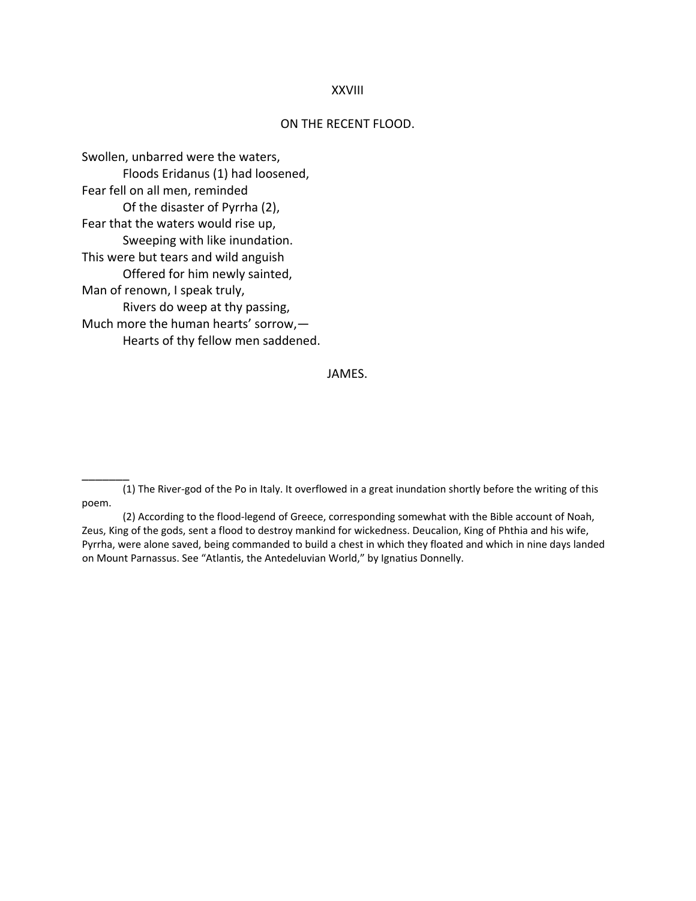## XXVIII

### ON THE RECENT FLOOD.

Swollen, unbarred were the waters,
&nbsp;&nbsp;&nbsp;&nbsp;&nbsp;&nbsp;&nbsp;&nbsp;Floods Eridanus (1) had loosened,
Fear fell on all men, reminded
&nbsp;&nbsp;&nbsp;&nbsp;&nbsp;&nbsp;&nbsp;&nbsp;Of the disaster of Pyrrha (2),
Fear that the waters would rise up,
&nbsp;&nbsp;&nbsp;&nbsp;&nbsp;&nbsp;&nbsp;&nbsp;Sweeping with like inundation.
This were but tears and wild anguish
&nbsp;&nbsp;&nbsp;&nbsp;&nbsp;&nbsp;&nbsp;&nbsp;Offered for him newly sainted,
Man of renown, I speak truly,
&nbsp;&nbsp;&nbsp;&nbsp;&nbsp;&nbsp;&nbsp;&nbsp;Rivers do weep at thy passing,
Much more the human hearts' sorrow,—
&nbsp;&nbsp;&nbsp;&nbsp;&nbsp;&nbsp;&nbsp;&nbsp;Hearts of thy fellow men saddened.

JAMES.

---

(1) The River-god of the Po in Italy. It overflowed in a great inundation shortly before the writing of this poem.

(2) According to the flood-legend of Greece, corresponding somewhat with the Bible account of Noah, Zeus, King of the gods, sent a flood to destroy mankind for wickedness. Deucalion, King of Phthia and his wife, Pyrrha, were alone saved, being commanded to build a chest in which they floated and which in nine days landed on Mount Parnassus. See "Atlantis, the Antedeluvian World," by Ignatius Donnelly.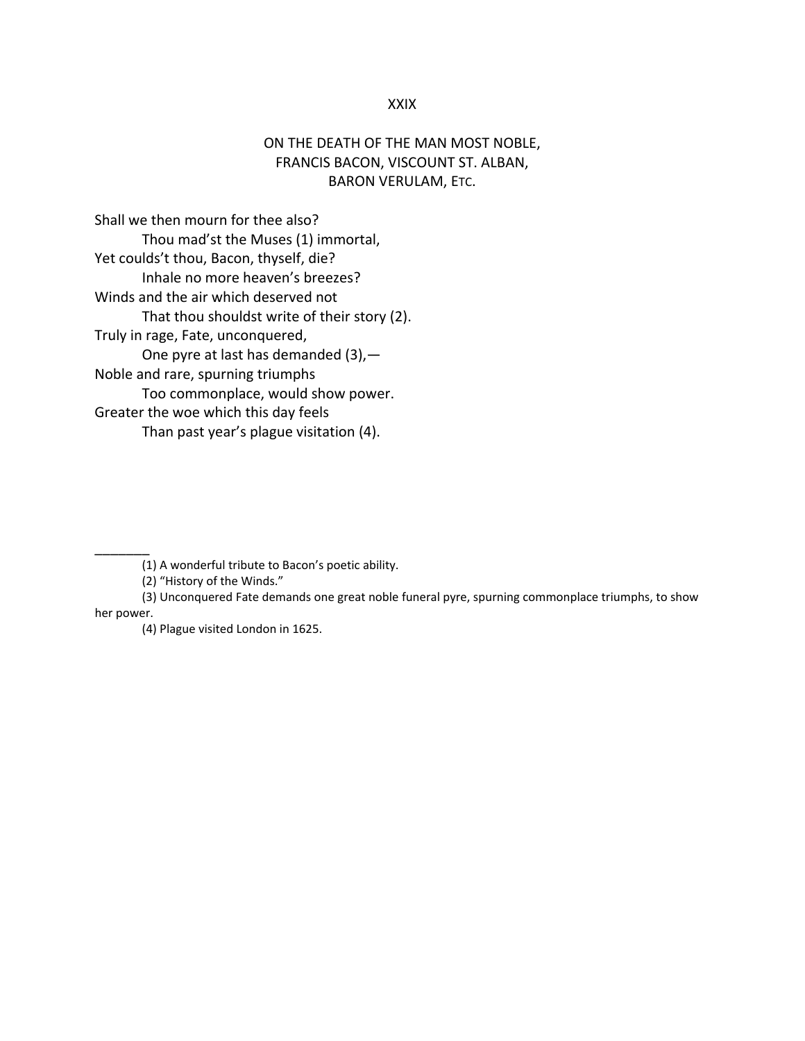## XXIX

### ON THE DEATH OF THE MAN MOST NOBLE, FRANCIS BACON, VISCOUNT ST. ALBAN, BARON VERULAM, ETC.

Shall we then mourn for thee also?
    Thou mad'st the Muses (1) immortal,
Yet coulds't thou, Bacon, thyself, die?
    Inhale no more heaven's breezes?
Winds and the air which deserved not
    That thou shouldst write of their story (2).
Truly in rage, Fate, unconquered,
    One pyre at last has demanded (3),—
Noble and rare, spurning triumphs
    Too commonplace, would show power.
Greater the woe which this day feels
    Than past year's plague visitation (4).

________

(1) A wonderful tribute to Bacon's poetic ability.

(2) "History of the Winds."

(3) Unconquered Fate demands one great noble funeral pyre, spurning commonplace triumphs, to show her power.

(4) Plague visited London in 1625.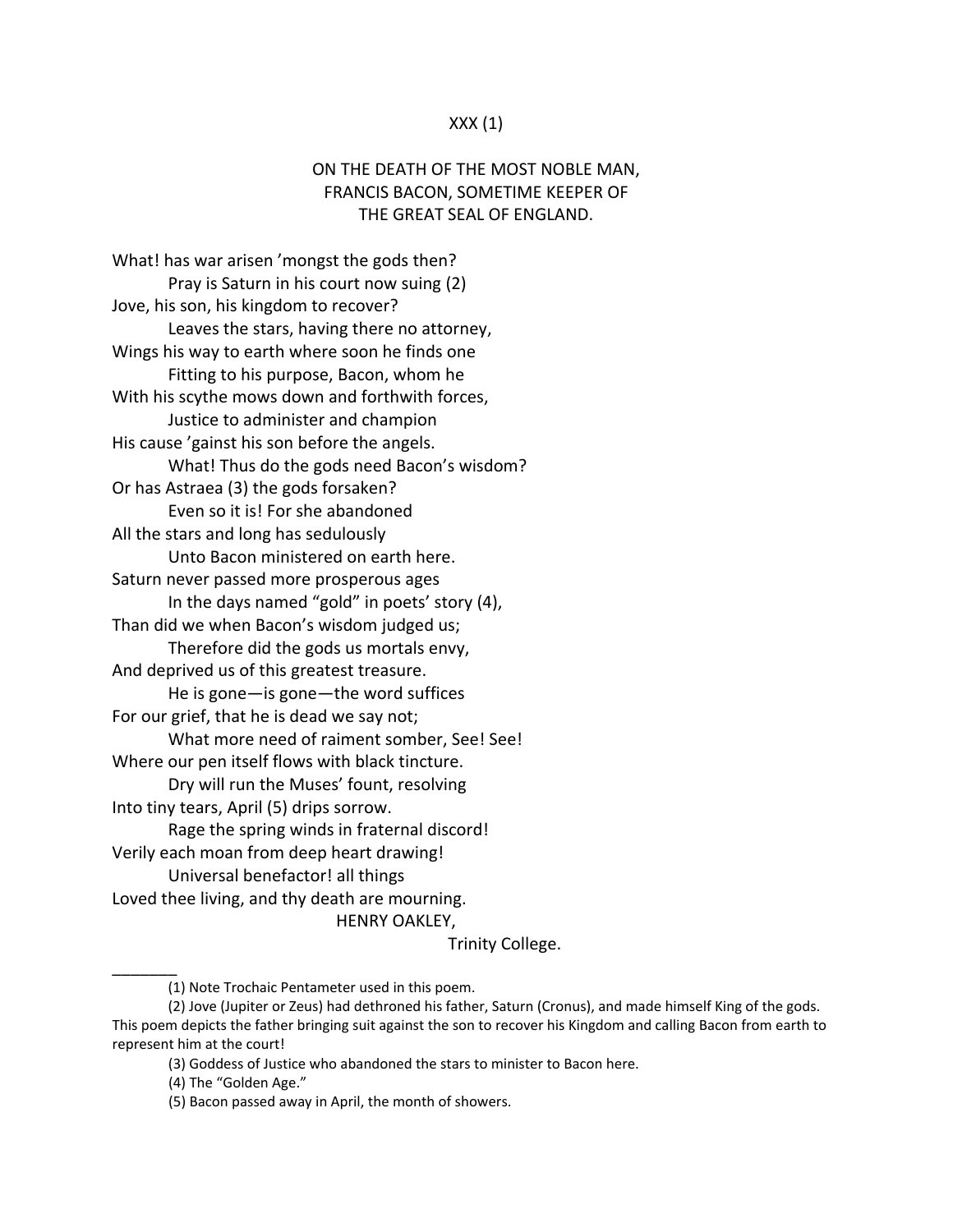XXX (1)

ON THE DEATH OF THE MOST NOBLE MAN,
FRANCIS BACON, SOMETIME KEEPER OF
THE GREAT SEAL OF ENGLAND.

What! has war arisen 'mongst the gods then?
Pray is Saturn in his court now suing (2)
Jove, his son, his kingdom to recover?
Leaves the stars, having there no attorney,
Wings his way to earth where soon he finds one
Fitting to his purpose, Bacon, whom he
With his scythe mows down and forthwith forces,
Justice to administer and champion
His cause 'gainst his son before the angels.
What! Thus do the gods need Bacon's wisdom?
Or has Astraea (3) the gods forsaken?
Even so it is! For she abandoned
All the stars and long has sedulously
Unto Bacon ministered on earth here.
Saturn never passed more prosperous ages
In the days named "gold" in poets' story (4),
Than did we when Bacon's wisdom judged us;
Therefore did the gods us mortals envy,
And deprived us of this greatest treasure.
He is gone—is gone—the word suffices
For our grief, that he is dead we say not;
What more need of raiment somber, See! See!
Where our pen itself flows with black tincture.
Dry will run the Muses' fount, resolving
Into tiny tears, April (5) drips sorrow.
Rage the spring winds in fraternal discord!
Verily each moan from deep heart drawing!
Universal benefactor! all things
Loved thee living, and thy death are mourning.

HENRY OAKLEY,
Trinity College.

---

(1) Note Trochaic Pentameter used in this poem.

(2) Jove (Jupiter or Zeus) had dethroned his father, Saturn (Cronus), and made himself King of the gods. This poem depicts the father bringing suit against the son to recover his Kingdom and calling Bacon from earth to represent him at the court!

(3) Goddess of Justice who abandoned the stars to minister to Bacon here.

(4) The "Golden Age."

(5) Bacon passed away in April, the month of showers.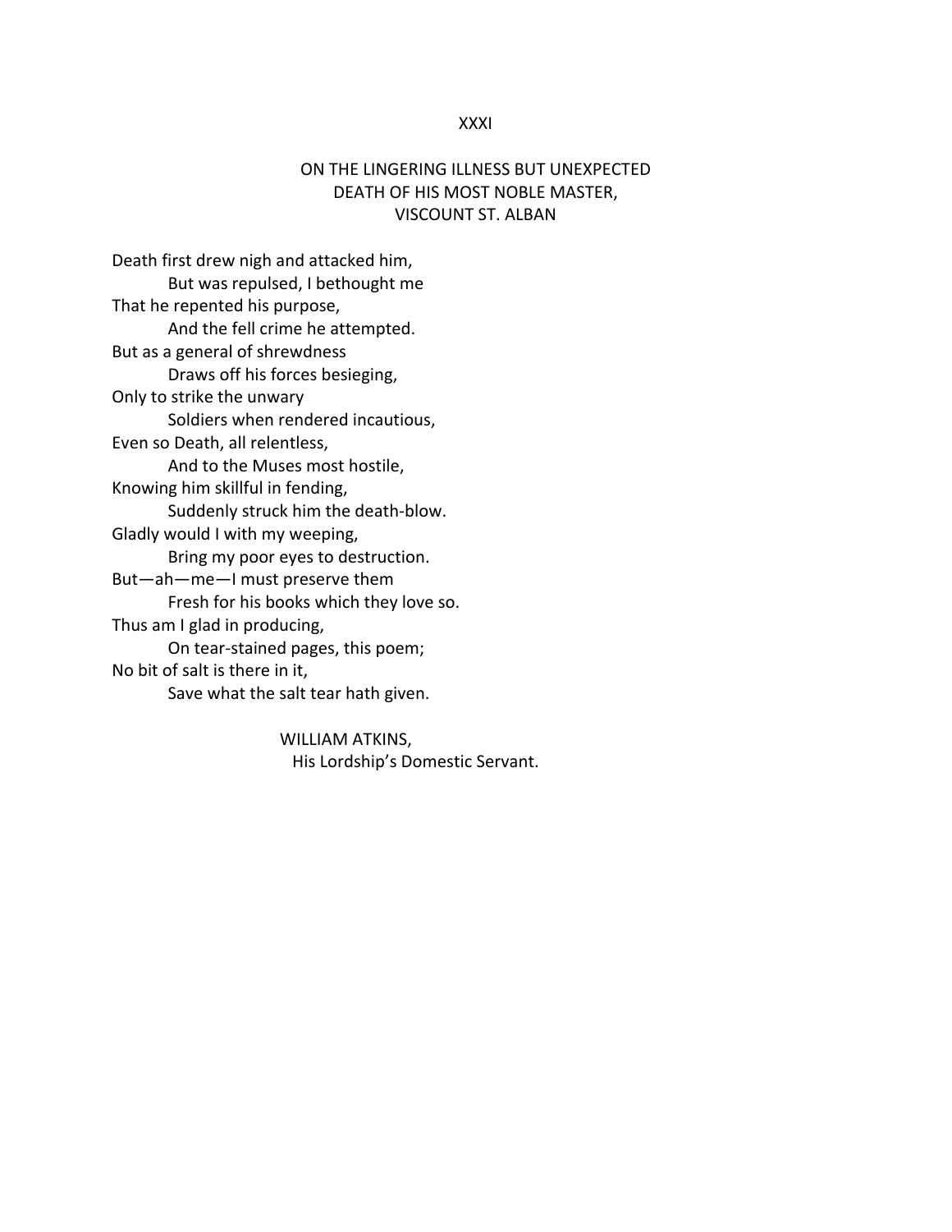XXXI

## ON THE LINGERING ILLNESS BUT UNEXPECTED DEATH OF HIS MOST NOBLE MASTER, VISCOUNT ST. ALBAN

Death first drew nigh and attacked him,
 But was repulsed, I bethought me
That he repented his purpose,
 And the fell crime he attempted.
But as a general of shrewdness
 Draws off his forces besieging,
Only to strike the unwary
 Soldiers when rendered incautious,
Even so Death, all relentless,
 And to the Muses most hostile,
Knowing him skillful in fending,
 Suddenly struck him the death-blow.
Gladly would I with my weeping,
 Bring my poor eyes to destruction.
But—ah—me—I must preserve them
 Fresh for his books which they love so.
Thus am I glad in producing,
 On tear-stained pages, this poem;
No bit of salt is there in it,
 Save what the salt tear hath given.

WILLIAM ATKINS,
His Lordship's Domestic Servant.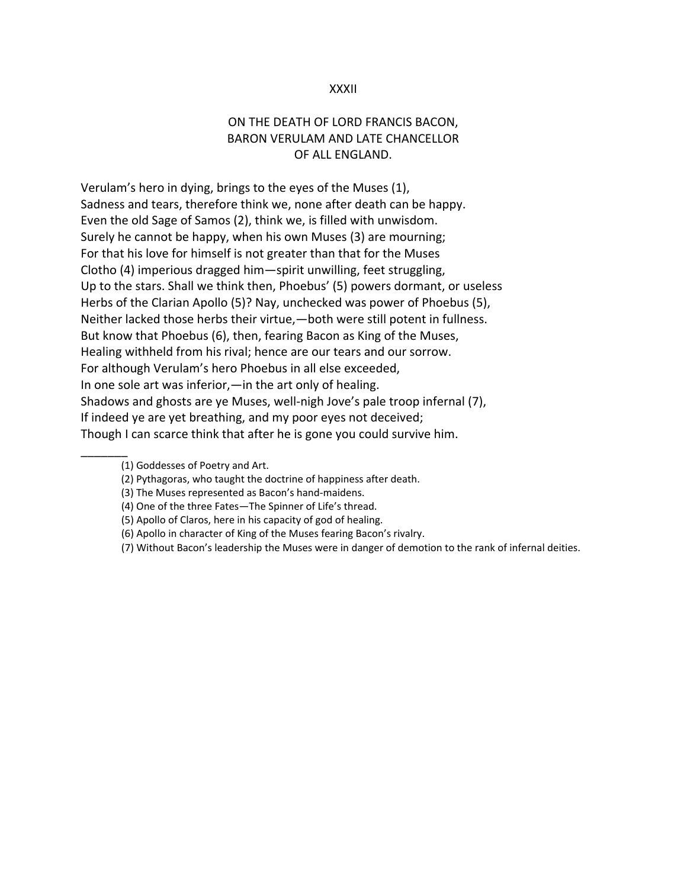## XXXII

## ON THE DEATH OF LORD FRANCIS BACON, BARON VERULAM AND LATE CHANCELLOR OF ALL ENGLAND.

Verulam's hero in dying, brings to the eyes of the Muses (1),
Sadness and tears, therefore think we, none after death can be happy.
Even the old Sage of Samos (2), think we, is filled with unwisdom.
Surely he cannot be happy, when his own Muses (3) are mourning;
For that his love for himself is not greater than that for the Muses
Clotho (4) imperious dragged him—spirit unwilling, feet struggling,
Up to the stars. Shall we think then, Phoebus' (5) powers dormant, or useless
Herbs of the Clarian Apollo (5)? Nay, unchecked was power of Phoebus (5),
Neither lacked those herbs their virtue,—both were still potent in fullness.
But know that Phoebus (6), then, fearing Bacon as King of the Muses,
Healing withheld from his rival; hence are our tears and our sorrow.
For although Verulam's hero Phoebus in all else exceeded,
In one sole art was inferior,—in the art only of healing.
Shadows and ghosts are ye Muses, well-nigh Jove's pale troop infernal (7),
If indeed ye are yet breathing, and my poor eyes not deceived;
Though I can scarce think that after he is gone you could survive him.

---

(1) Goddesses of Poetry and Art.

(2) Pythagoras, who taught the doctrine of happiness after death.

(3) The Muses represented as Bacon's hand-maidens.

(4) One of the three Fates—The Spinner of Life's thread.

(5) Apollo of Claros, here in his capacity of god of healing.

(6) Apollo in character of King of the Muses fearing Bacon's rivalry.

(7) Without Bacon's leadership the Muses were in danger of demotion to the rank of infernal deities.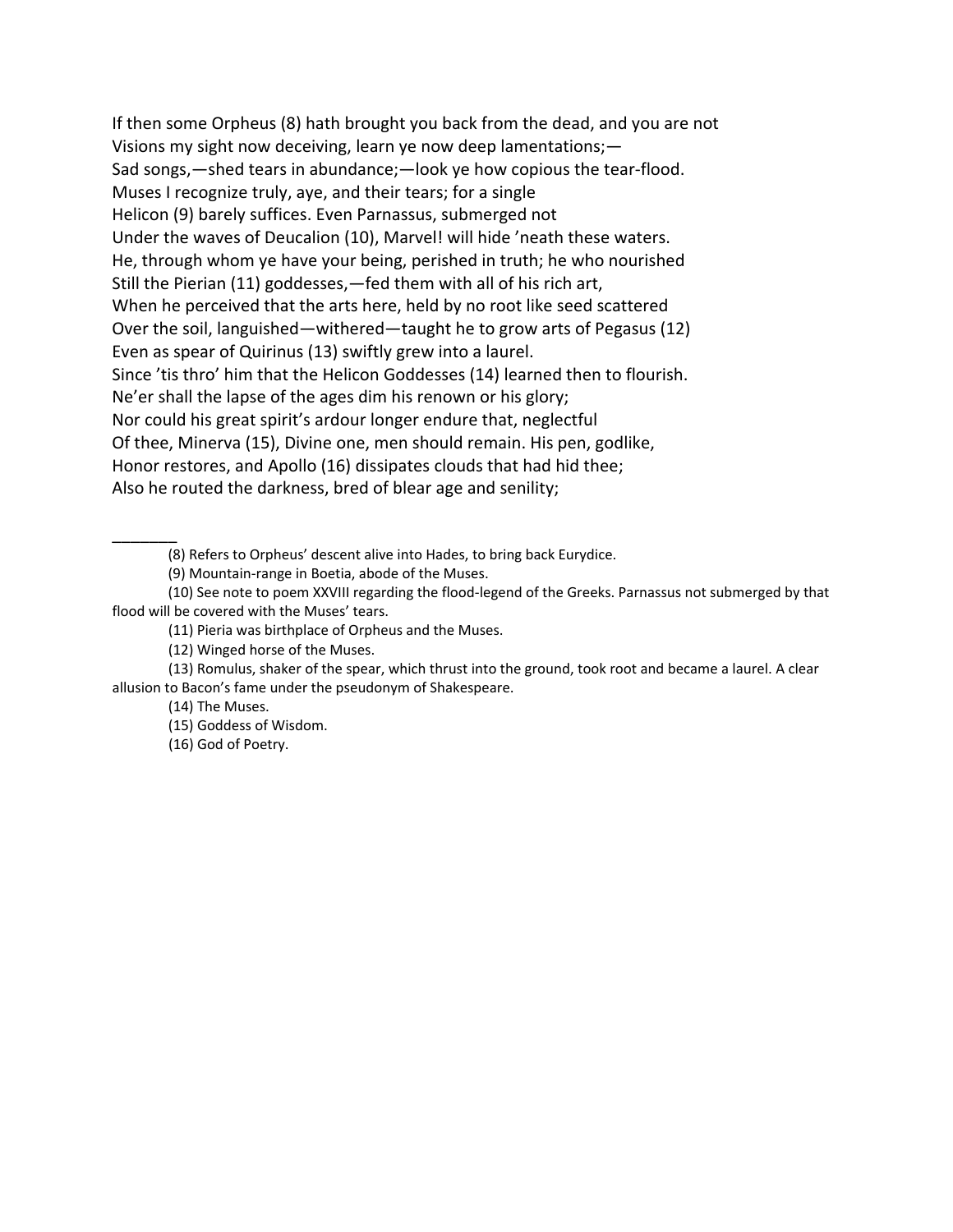If then some Orpheus (8) hath brought you back from the dead, and you are not
Visions my sight now deceiving, learn ye now deep lamentations;—
Sad songs,—shed tears in abundance;—look ye how copious the tear-flood.
Muses I recognize truly, aye, and their tears; for a single
Helicon (9) barely suffices. Even Parnassus, submerged not
Under the waves of Deucalion (10), Marvel! will hide ’neath these waters.
He, through whom ye have your being, perished in truth; he who nourished
Still the Pierian (11) goddesses,—fed them with all of his rich art,
When he perceived that the arts here, held by no root like seed scattered
Over the soil, languished—withered—taught he to grow arts of Pegasus (12)
Even as spear of Quirinus (13) swiftly grew into a laurel.
Since ’tis thro’ him that the Helicon Goddesses (14) learned then to flourish.
Ne’er shall the lapse of the ages dim his renown or his glory;
Nor could his great spirit’s ardour longer endure that, neglectful
Of thee, Minerva (15), Divine one, men should remain. His pen, godlike,
Honor restores, and Apollo (16) dissipates clouds that had hid thee;
Also he routed the darkness, bred of blear age and senility;

________

(8) Refers to Orpheus’ descent alive into Hades, to bring back Eurydice.

(9) Mountain-range in Boetia, abode of the Muses.

(10) See note to poem XXVIII regarding the flood-legend of the Greeks. Parnassus not submerged by that flood will be covered with the Muses’ tears.

(11) Pieria was birthplace of Orpheus and the Muses.

(12) Winged horse of the Muses.

(13) Romulus, shaker of the spear, which thrust into the ground, took root and became a laurel. A clear allusion to Bacon’s fame under the pseudonym of Shakespeare.

(14) The Muses.

(15) Goddess of Wisdom.

(16) God of Poetry.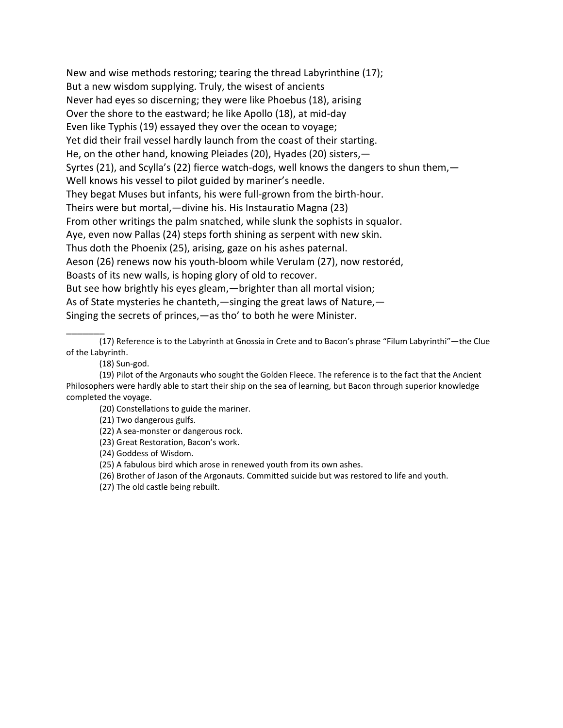New and wise methods restoring; tearing the thread Labyrinthine (17);
But a new wisdom supplying. Truly, the wisest of ancients
Never had eyes so discerning; they were like Phoebus (18), arising
Over the shore to the eastward; he like Apollo (18), at mid-day
Even like Typhis (19) essayed they over the ocean to voyage;
Yet did their frail vessel hardly launch from the coast of their starting.
He, on the other hand, knowing Pleiades (20), Hyades (20) sisters,—
Syrtes (21), and Scylla's (22) fierce watch-dogs, well knows the dangers to shun them,—
Well knows his vessel to pilot guided by mariner's needle.
They begat Muses but infants, his were full-grown from the birth-hour.
Theirs were but mortal,—divine his. His Instauratio Magna (23)
From other writings the palm snatched, while slunk the sophists in squalor.
Aye, even now Pallas (24) steps forth shining as serpent with new skin.
Thus doth the Phoenix (25), arising, gaze on his ashes paternal.
Aeson (26) renews now his youth-bloom while Verulam (27), now restoréd,
Boasts of its new walls, is hoping glory of old to recover.
But see how brightly his eyes gleam,—brighter than all mortal vision;
As of State mysteries he chanteth,—singing the great laws of Nature,—
Singing the secrets of princes,—as tho' to both he were Minister.

_______

(17) Reference is to the Labyrinth at Gnossia in Crete and to Bacon's phrase "Filum Labyrinthi"—the Clue of the Labyrinth.

(18) Sun-god.

(19) Pilot of the Argonauts who sought the Golden Fleece. The reference is to the fact that the Ancient Philosophers were hardly able to start their ship on the sea of learning, but Bacon through superior knowledge completed the voyage.

(20) Constellations to guide the mariner.

(21) Two dangerous gulfs.

(22) A sea-monster or dangerous rock.

(23) Great Restoration, Bacon's work.

(24) Goddess of Wisdom.

(25) A fabulous bird which arose in renewed youth from its own ashes.

(26) Brother of Jason of the Argonauts. Committed suicide but was restored to life and youth.

(27) The old castle being rebuilt.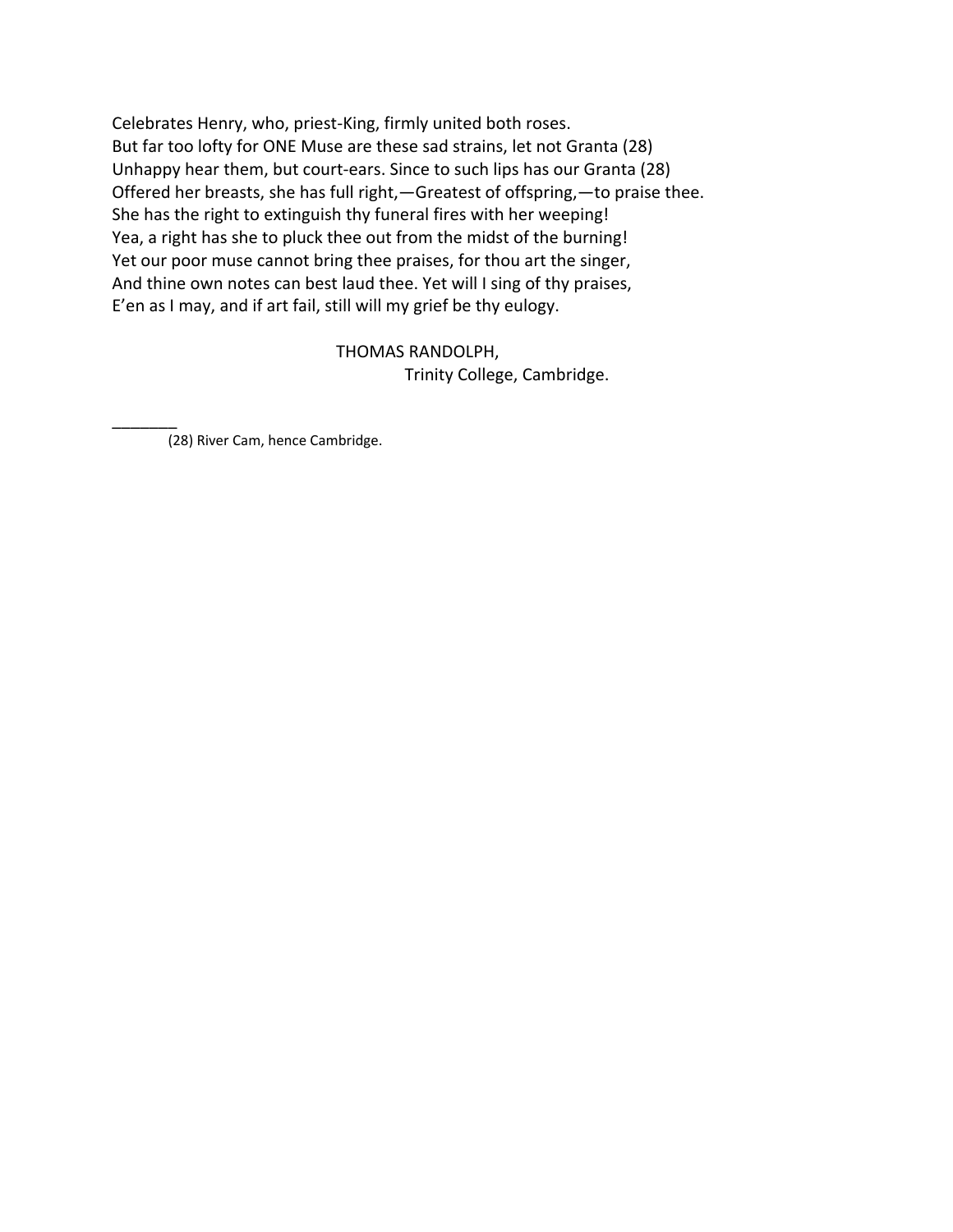Celebrates Henry, who, priest-King, firmly united both roses.
But far too lofty for ONE Muse are these sad strains, let not Granta (28)
Unhappy hear them, but court-ears. Since to such lips has our Granta (28)
Offered her breasts, she has full right,—Greatest of offspring,—to praise thee.
She has the right to extinguish thy funeral fires with her weeping!
Yea, a right has she to pluck thee out from the midst of the burning!
Yet our poor muse cannot bring thee praises, for thou art the singer,
And thine own notes can best laud thee. Yet will I sing of thy praises,
E'en as I may, and if art fail, still will my grief be thy eulogy.

THOMAS RANDOLPH,
Trinity College, Cambridge.

---

(28) River Cam, hence Cambridge.